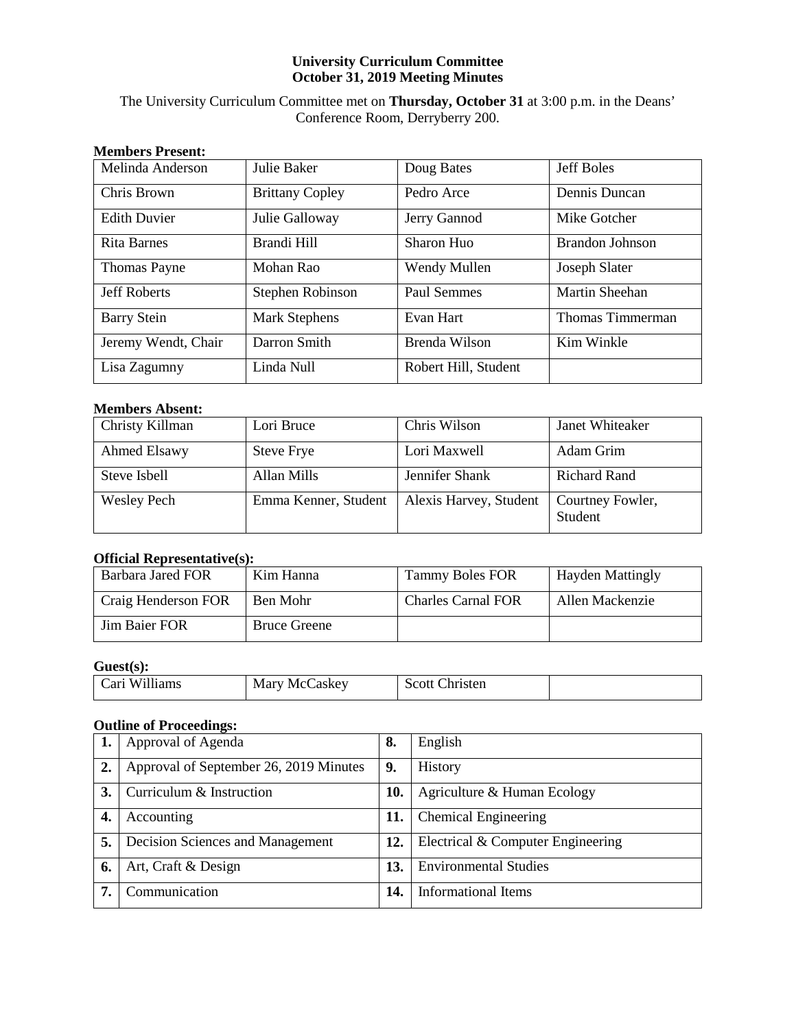**University Curriculum Committee**
**October 31, 2019 Meeting Minutes**

The University Curriculum Committee met on **Thursday, October 31** at 3:00 p.m. in the Deans' Conference Room, Derryberry 200.

**Members Present:**

| | | | |
|---|---|---|---|
| Melinda Anderson | Julie Baker | Doug Bates | Jeff Boles |
| Chris Brown | Brittany Copley | Pedro Arce | Dennis Duncan |
| Edith Duvier | Julie Galloway | Jerry Gannod | Mike Gotcher |
| Rita Barnes | Brandi Hill | Sharon Huo | Brandon Johnson |
| Thomas Payne | Mohan Rao | Wendy Mullen | Joseph Slater |
| Jeff Roberts | Stephen Robinson | Paul Semmes | Martin Sheehan |
| Barry Stein | Mark Stephens | Evan Hart | Thomas Timmerman |
| Jeremy Wendt, Chair | Darron Smith | Brenda Wilson | Kim Winkle |
| Lisa Zagumny | Linda Null | Robert Hill, Student | |

**Members Absent:**

| | | | |
|---|---|---|---|
| Christy Killman | Lori Bruce | Chris Wilson | Janet Whiteaker |
| Ahmed Elsawy | Steve Frye | Lori Maxwell | Adam Grim |
| Steve Isbell | Allan Mills | Jennifer Shank | Richard Rand |
| Wesley Pech | Emma Kenner, Student | Alexis Harvey, Student | Courtney Fowler, Student |

**Official Representative(s):**

| | | | |
|---|---|---|---|
| Barbara Jared FOR | Kim Hanna | Tammy Boles FOR | Hayden Mattingly |
| Craig Henderson FOR | Ben Mohr | Charles Carnal FOR | Allen Mackenzie |
| Jim Baier FOR | Bruce Greene | | |

**Guest(s):**

| | | | |
|---|---|---|---|
| Cari Williams | Mary McCaskey | Scott Christen | |

**Outline of Proceedings:**

| | | | |
|---|---|---|---|
| **1.** | Approval of Agenda | **8.** | English |
| **2.** | Approval of September 26, 2019 Minutes | **9.** | History |
| **3.** | Curriculum & Instruction | **10.** | Agriculture & Human Ecology |
| **4.** | Accounting | **11.** | Chemical Engineering |
| **5.** | Decision Sciences and Management | **12.** | Electrical & Computer Engineering |
| **6.** | Art, Craft & Design | **13.** | Environmental Studies |
| **7.** | Communication | **14.** | Informational Items |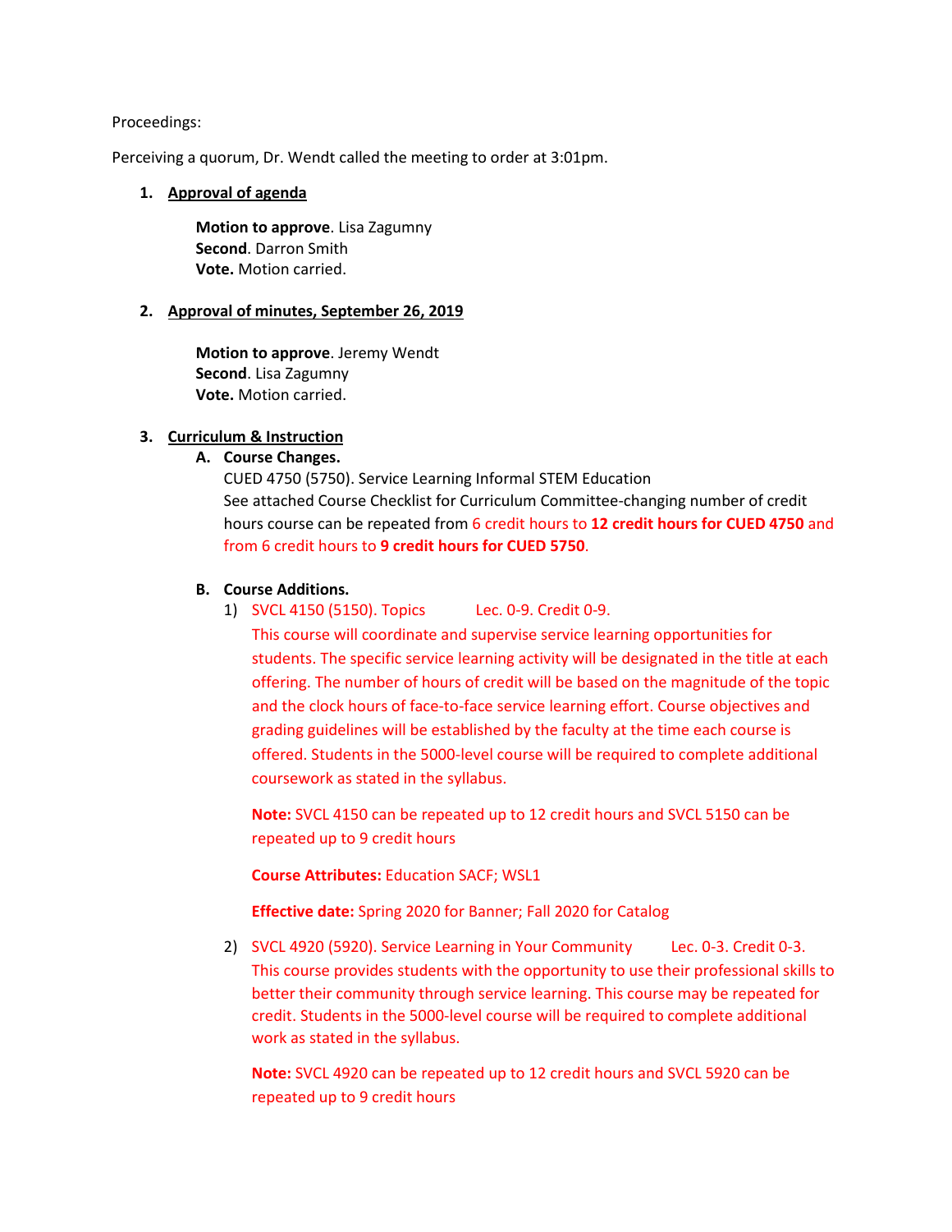Proceedings:

Perceiving a quorum, Dr. Wendt called the meeting to order at 3:01pm.

1. **Approval of agenda**

   **Motion to approve**. Lisa Zagumny
   **Second**. Darron Smith
   **Vote.** Motion carried.

2. **Approval of minutes, September 26, 2019**

   **Motion to approve**. Jeremy Wendt
   **Second**. Lisa Zagumny
   **Vote.** Motion carried.

3. **Curriculum & Instruction**

   A. **Course Changes.**
   CUED 4750 (5750). Service Learning Informal STEM Education
   See attached Course Checklist for Curriculum Committee-changing number of credit hours course can be repeated from 6 credit hours to **12 credit hours for CUED 4750** and from 6 credit hours to **9 credit hours for CUED 5750**.

   B. **Course Additions.**

   1) SVCL 4150 (5150). Topics Lec. 0-9. Credit 0-9.
   This course will coordinate and supervise service learning opportunities for students. The specific service learning activity will be designated in the title at each offering. The number of hours of credit will be based on the magnitude of the topic and the clock hours of face-to-face service learning effort. Course objectives and grading guidelines will be established by the faculty at the time each course is offered. Students in the 5000-level course will be required to complete additional coursework as stated in the syllabus.

      **Note:** SVCL 4150 can be repeated up to 12 credit hours and SVCL 5150 can be repeated up to 9 credit hours

      **Course Attributes:** Education SACF; WSL1

      **Effective date:** Spring 2020 for Banner; Fall 2020 for Catalog

   2) SVCL 4920 (5920). Service Learning in Your Community Lec. 0-3. Credit 0-3.
   This course provides students with the opportunity to use their professional skills to better their community through service learning. This course may be repeated for credit. Students in the 5000-level course will be required to complete additional work as stated in the syllabus.

      **Note:** SVCL 4920 can be repeated up to 12 credit hours and SVCL 5920 can be repeated up to 9 credit hours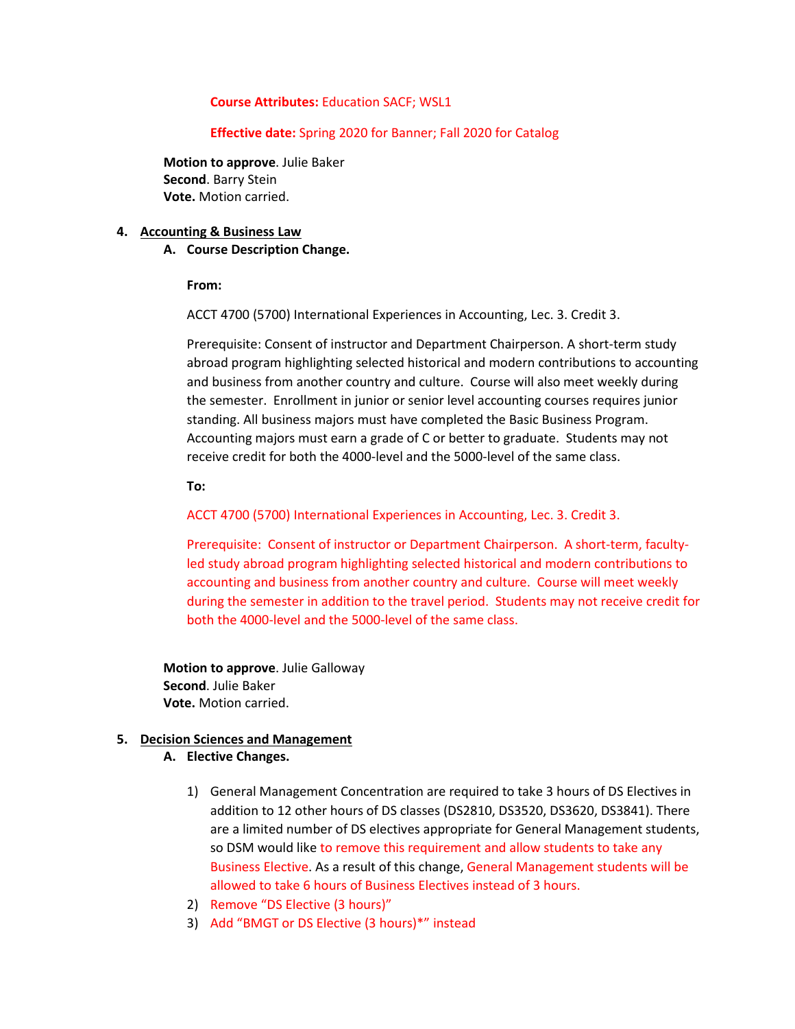**Course Attributes:** Education SACF; WSL1

**Effective date:** Spring 2020 for Banner; Fall 2020 for Catalog

**Motion to approve**. Julie Baker
**Second**. Barry Stein
**Vote.** Motion carried.

4. **Accounting & Business Law**

   A. **Course Description Change.**

   **From:**

   ACCT 4700 (5700) International Experiences in Accounting, Lec. 3. Credit 3.

   Prerequisite: Consent of instructor and Department Chairperson. A short-term study abroad program highlighting selected historical and modern contributions to accounting and business from another country and culture. Course will also meet weekly during the semester. Enrollment in junior or senior level accounting courses requires junior standing. All business majors must have completed the Basic Business Program. Accounting majors must earn a grade of C or better to graduate. Students may not receive credit for both the 4000-level and the 5000-level of the same class.

   **To:**

   ACCT 4700 (5700) International Experiences in Accounting, Lec. 3. Credit 3.

   Prerequisite: Consent of instructor or Department Chairperson. A short-term, faculty-led study abroad program highlighting selected historical and modern contributions to accounting and business from another country and culture. Course will meet weekly during the semester in addition to the travel period. Students may not receive credit for both the 4000-level and the 5000-level of the same class.

**Motion to approve**. Julie Galloway
**Second**. Julie Baker
**Vote.** Motion carried.

5. **Decision Sciences and Management**

   A. **Elective Changes.**

   1) General Management Concentration are required to take 3 hours of DS Electives in addition to 12 other hours of DS classes (DS2810, DS3520, DS3620, DS3841). There are a limited number of DS electives appropriate for General Management students, so DSM would like to remove this requirement and allow students to take any Business Elective. As a result of this change, General Management students will be allowed to take 6 hours of Business Electives instead of 3 hours.
   2) Remove "DS Elective (3 hours)"
   3) Add "BMGT or DS Elective (3 hours)*" instead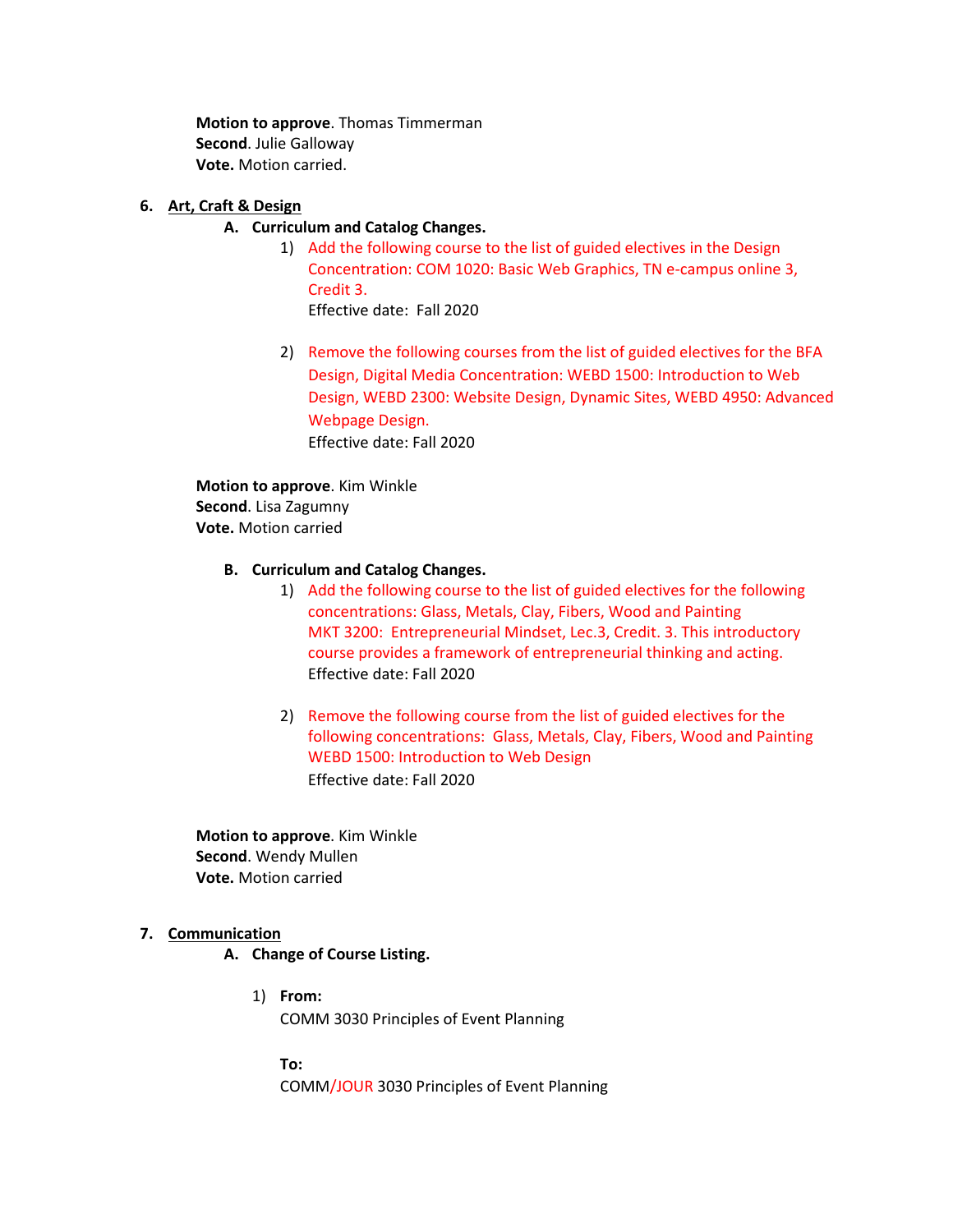**Motion to approve**. Thomas Timmerman
**Second**. Julie Galloway
**Vote.** Motion carried.

6. **Art, Craft & Design**

   A. **Curriculum and Catalog Changes.**

      1) Add the following course to the list of guided electives in the Design Concentration: COM 1020: Basic Web Graphics, TN e-campus online 3, Credit 3.
         Effective date: Fall 2020

      2) Remove the following courses from the list of guided electives for the BFA Design, Digital Media Concentration: WEBD 1500: Introduction to Web Design, WEBD 2300: Website Design, Dynamic Sites, WEBD 4950: Advanced Webpage Design.
         Effective date: Fall 2020

**Motion to approve**. Kim Winkle
**Second**. Lisa Zagumny
**Vote.** Motion carried

   B. **Curriculum and Catalog Changes.**

      1) Add the following course to the list of guided electives for the following concentrations: Glass, Metals, Clay, Fibers, Wood and Painting
         MKT 3200: Entrepreneurial Mindset, Lec.3, Credit. 3. This introductory course provides a framework of entrepreneurial thinking and acting.
         Effective date: Fall 2020

      2) Remove the following course from the list of guided electives for the following concentrations: Glass, Metals, Clay, Fibers, Wood and Painting
         WEBD 1500: Introduction to Web Design
         Effective date: Fall 2020

**Motion to approve**. Kim Winkle
**Second**. Wendy Mullen
**Vote.** Motion carried

7. **Communication**

   A. **Change of Course Listing.**

      1) **From:**
         COMM 3030 Principles of Event Planning

         **To:**
         COMM/JOUR 3030 Principles of Event Planning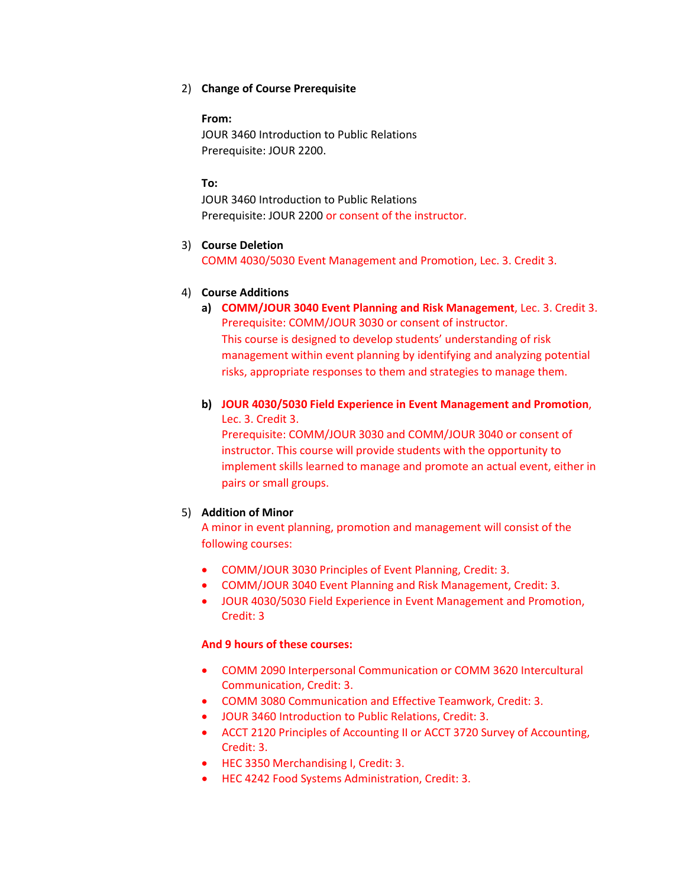2) **Change of Course Prerequisite**

**From:**
JOUR 3460 Introduction to Public Relations
Prerequisite: JOUR 2200.

**To:**
JOUR 3460 Introduction to Public Relations
Prerequisite: JOUR 2200 or consent of the instructor.

3) **Course Deletion**
COMM 4030/5030 Event Management and Promotion, Lec. 3. Credit 3.

4) **Course Additions**

**a) COMM/JOUR 3040 Event Planning and Risk Management**, Lec. 3. Credit 3.
Prerequisite: COMM/JOUR 3030 or consent of instructor.
This course is designed to develop students' understanding of risk management within event planning by identifying and analyzing potential risks, appropriate responses to them and strategies to manage them.

**b) JOUR 4030/5030 Field Experience in Event Management and Promotion**, Lec. 3. Credit 3.
Prerequisite: COMM/JOUR 3030 and COMM/JOUR 3040 or consent of instructor. This course will provide students with the opportunity to implement skills learned to manage and promote an actual event, either in pairs or small groups.

5) **Addition of Minor**
A minor in event planning, promotion and management will consist of the following courses:

- COMM/JOUR 3030 Principles of Event Planning, Credit: 3.
- COMM/JOUR 3040 Event Planning and Risk Management, Credit: 3.
- JOUR 4030/5030 Field Experience in Event Management and Promotion, Credit: 3

**And 9 hours of these courses:**

- COMM 2090 Interpersonal Communication or COMM 3620 Intercultural Communication, Credit: 3.
- COMM 3080 Communication and Effective Teamwork, Credit: 3.
- JOUR 3460 Introduction to Public Relations, Credit: 3.
- ACCT 2120 Principles of Accounting II or ACCT 3720 Survey of Accounting, Credit: 3.
- HEC 3350 Merchandising I, Credit: 3.
- HEC 4242 Food Systems Administration, Credit: 3.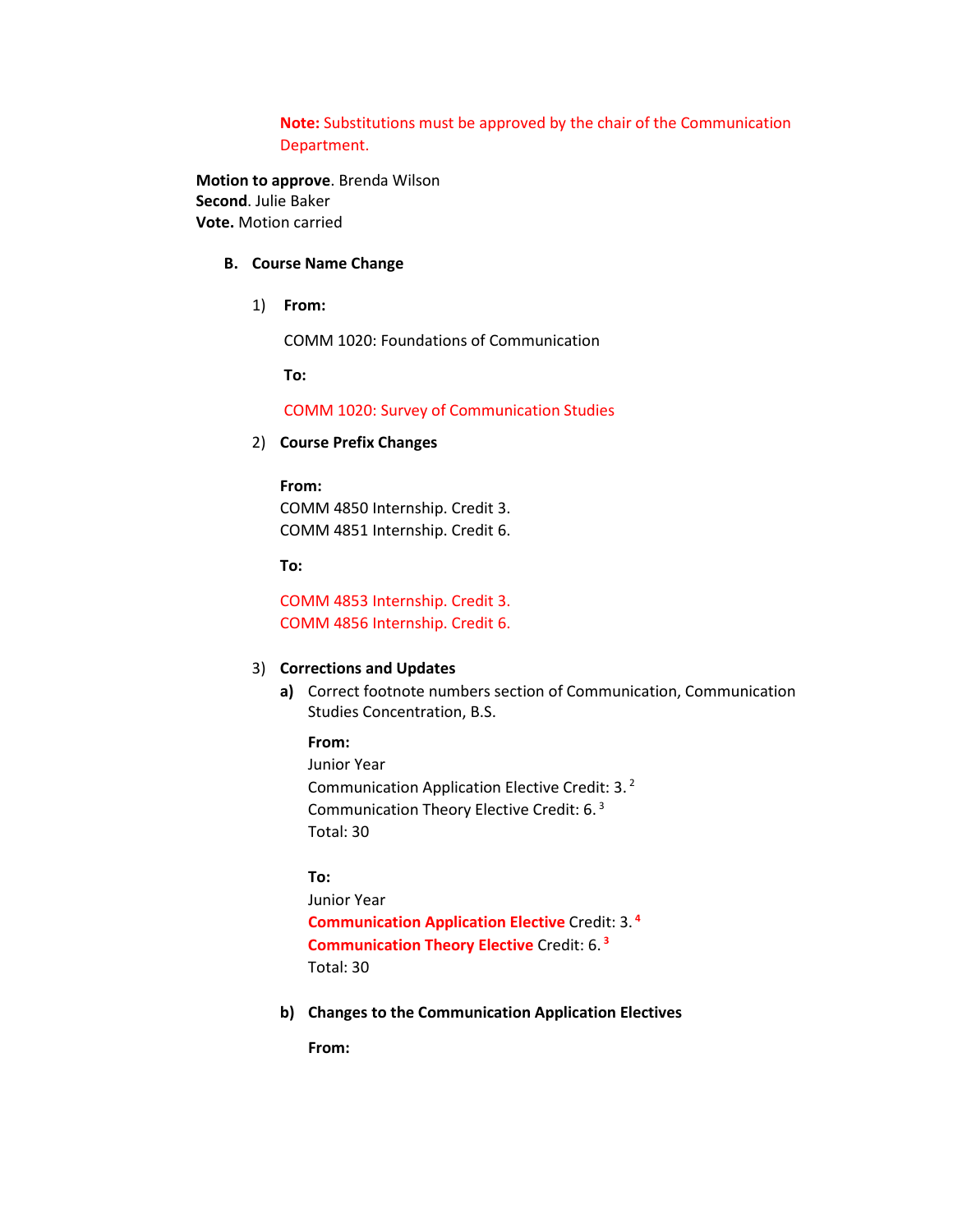**Note:** Substitutions must be approved by the chair of the Communication Department.

**Motion to approve**. Brenda Wilson
**Second**. Julie Baker
**Vote.** Motion carried

**B. Course Name Change**

1) **From:**

   COMM 1020: Foundations of Communication

   **To:**

   COMM 1020: Survey of Communication Studies

2) **Course Prefix Changes**

   **From:**
   COMM 4850 Internship. Credit 3.
   COMM 4851 Internship. Credit 6.

   **To:**

   COMM 4853 Internship. Credit 3.
   COMM 4856 Internship. Credit 6.

3) **Corrections and Updates**

   **a)** Correct footnote numbers section of Communication, Communication Studies Concentration, B.S.

   **From:**
   Junior Year
   Communication Application Elective Credit: 3. [2]
   Communication Theory Elective Credit: 6. [3]
   Total: 30

   **To:**
   Junior Year
   **Communication Application Elective** Credit: 3. [4]
   **Communication Theory Elective** Credit: 6. [3]
   Total: 30

   **b) Changes to the Communication Application Electives**

   **From:**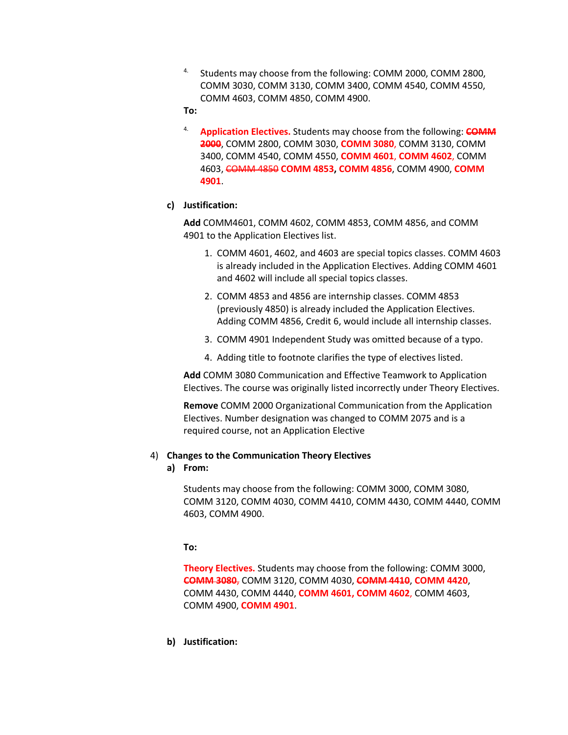4. Students may choose from the following: COMM 2000, COMM 2800, COMM 3030, COMM 3130, COMM 3400, COMM 4540, COMM 4550, COMM 4603, COMM 4850, COMM 4900.

**To:**

4. **Application Electives.** Students may choose from the following: ~~**COMM 2000**~~, COMM 2800, COMM 3030, **COMM 3080**, COMM 3130, COMM 3400, COMM 4540, COMM 4550, **COMM 4601**, **COMM 4602**, COMM 4603, ~~COMM 4850~~ **COMM 4853**, **COMM 4856**, COMM 4900, **COMM 4901**.

**c) Justification:**

**Add** COMM4601, COMM 4602, COMM 4853, COMM 4856, and COMM 4901 to the Application Electives list.

1. COMM 4601, 4602, and 4603 are special topics classes. COMM 4603 is already included in the Application Electives. Adding COMM 4601 and 4602 will include all special topics classes.
2. COMM 4853 and 4856 are internship classes. COMM 4853 (previously 4850) is already included the Application Electives. Adding COMM 4856, Credit 6, would include all internship classes.
3. COMM 4901 Independent Study was omitted because of a typo.
4. Adding title to footnote clarifies the type of electives listed.

**Add** COMM 3080 Communication and Effective Teamwork to Application Electives. The course was originally listed incorrectly under Theory Electives.

**Remove** COMM 2000 Organizational Communication from the Application Electives. Number designation was changed to COMM 2075 and is a required course, not an Application Elective

4) **Changes to the Communication Theory Electives**

**a) From:**

Students may choose from the following: COMM 3000, COMM 3080, COMM 3120, COMM 4030, COMM 4410, COMM 4430, COMM 4440, COMM 4603, COMM 4900.

**To:**

**Theory Electives.** Students may choose from the following: COMM 3000, ~~**COMM 3080**~~, COMM 3120, COMM 4030, ~~**COMM 4410**~~, **COMM 4420**, COMM 4430, COMM 4440, **COMM 4601, COMM 4602**, COMM 4603, COMM 4900, **COMM 4901**.

**b) Justification:**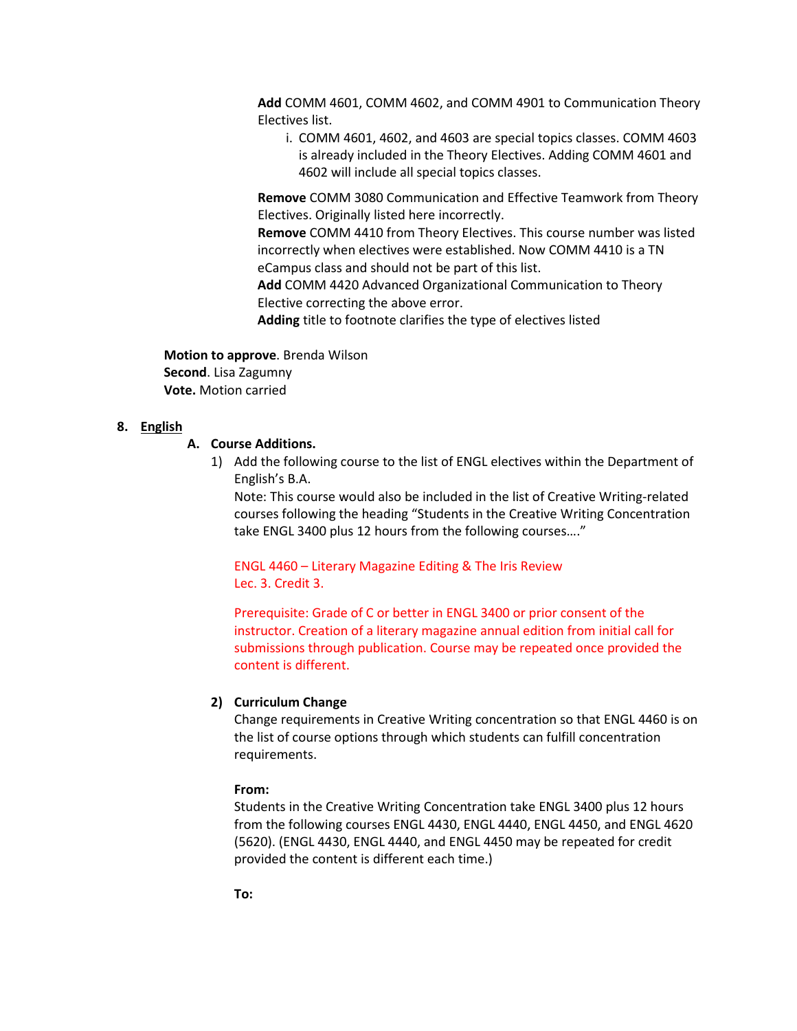**Add** COMM 4601, COMM 4602, and COMM 4901 to Communication Theory Electives list.

i. COMM 4601, 4602, and 4603 are special topics classes. COMM 4603 is already included in the Theory Electives. Adding COMM 4601 and 4602 will include all special topics classes.

**Remove** COMM 3080 Communication and Effective Teamwork from Theory Electives. Originally listed here incorrectly.
**Remove** COMM 4410 from Theory Electives. This course number was listed incorrectly when electives were established. Now COMM 4410 is a TN eCampus class and should not be part of this list.
**Add** COMM 4420 Advanced Organizational Communication to Theory Elective correcting the above error.
**Adding** title to footnote clarifies the type of electives listed

**Motion to approve**. Brenda Wilson
**Second**. Lisa Zagumny
**Vote.** Motion carried

8. **English**

   **A. Course Additions.**

   1) Add the following course to the list of ENGL electives within the Department of English's B.A.
      Note: This course would also be included in the list of Creative Writing-related courses following the heading "Students in the Creative Writing Concentration take ENGL 3400 plus 12 hours from the following courses…."

      ENGL 4460 – Literary Magazine Editing & The Iris Review
      Lec. 3. Credit 3.

      Prerequisite: Grade of C or better in ENGL 3400 or prior consent of the instructor. Creation of a literary magazine annual edition from initial call for submissions through publication. Course may be repeated once provided the content is different.

   2) **Curriculum Change**
      Change requirements in Creative Writing concentration so that ENGL 4460 is on the list of course options through which students can fulfill concentration requirements.

      **From:**
      Students in the Creative Writing Concentration take ENGL 3400 plus 12 hours from the following courses ENGL 4430, ENGL 4440, ENGL 4450, and ENGL 4620 (5620). (ENGL 4430, ENGL 4440, and ENGL 4450 may be repeated for credit provided the content is different each time.)

      **To:**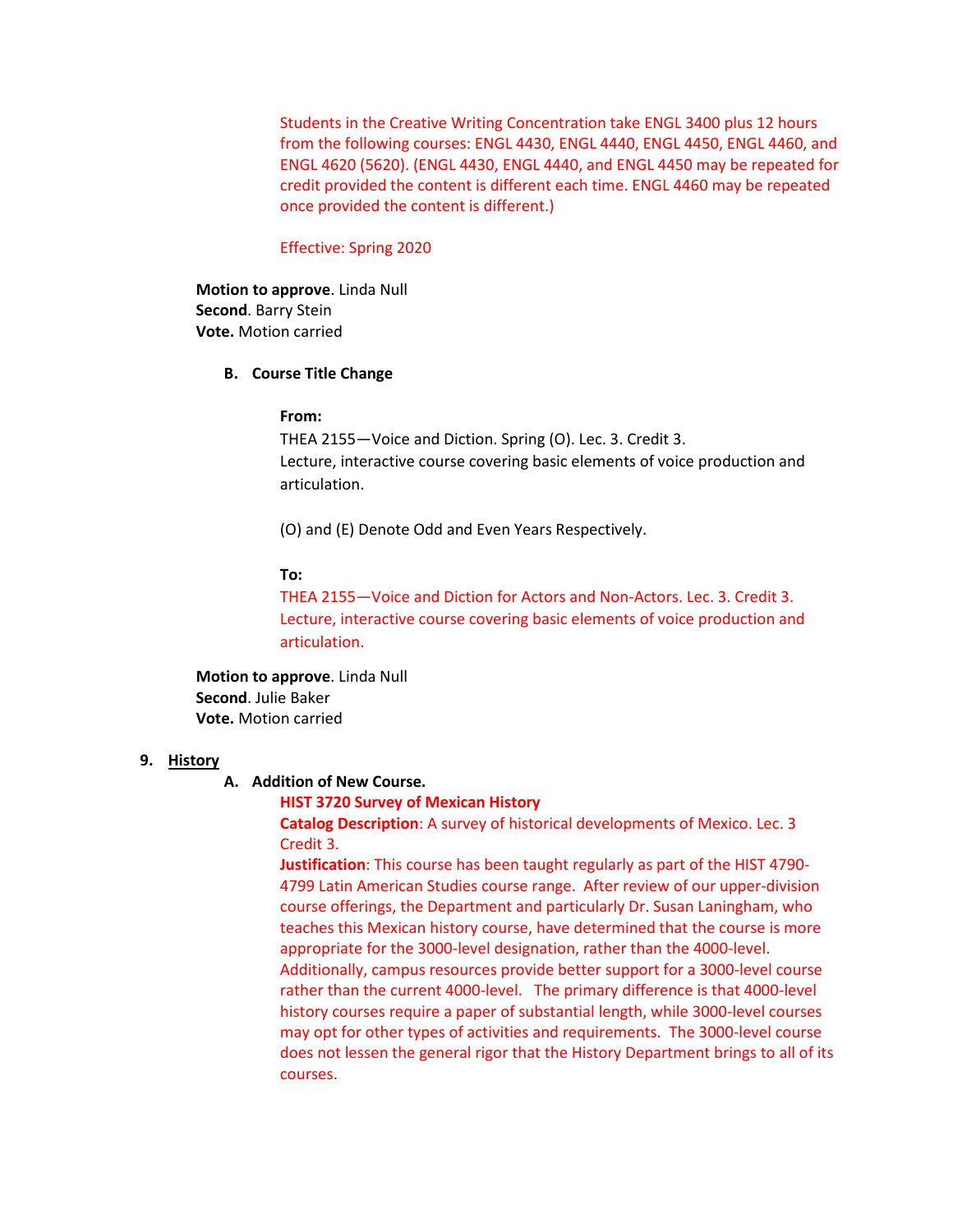Students in the Creative Writing Concentration take ENGL 3400 plus 12 hours from the following courses: ENGL 4430, ENGL 4440, ENGL 4450, ENGL 4460, and ENGL 4620 (5620). (ENGL 4430, ENGL 4440, and ENGL 4450 may be repeated for credit provided the content is different each time. ENGL 4460 may be repeated once provided the content is different.)

Effective: Spring 2020

**Motion to approve**. Linda Null
**Second**. Barry Stein
**Vote.** Motion carried

**B. Course Title Change**

**From:**
THEA 2155—Voice and Diction. Spring (O). Lec. 3. Credit 3.
Lecture, interactive course covering basic elements of voice production and articulation.

(O) and (E) Denote Odd and Even Years Respectively.

**To:**
THEA 2155—Voice and Diction for Actors and Non-Actors. Lec. 3. Credit 3.
Lecture, interactive course covering basic elements of voice production and articulation.

**Motion to approve**. Linda Null
**Second**. Julie Baker
**Vote.** Motion carried

**9. History**

**A. Addition of New Course.**

**HIST 3720 Survey of Mexican History**
**Catalog Description**: A survey of historical developments of Mexico. Lec. 3 Credit 3.
**Justification**: This course has been taught regularly as part of the HIST 4790-4799 Latin American Studies course range. After review of our upper-division course offerings, the Department and particularly Dr. Susan Laningham, who teaches this Mexican history course, have determined that the course is more appropriate for the 3000-level designation, rather than the 4000-level. Additionally, campus resources provide better support for a 3000-level course rather than the current 4000-level. The primary difference is that 4000-level history courses require a paper of substantial length, while 3000-level courses may opt for other types of activities and requirements. The 3000-level course does not lessen the general rigor that the History Department brings to all of its courses.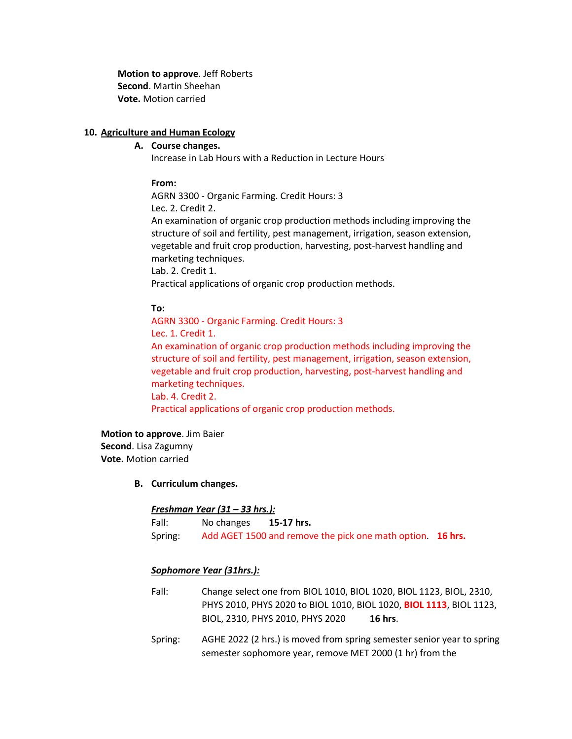**Motion to approve**. Jeff Roberts
**Second**. Martin Sheehan
**Vote.** Motion carried

**10. Agriculture and Human Ecology**

**A. Course changes.**

Increase in Lab Hours with a Reduction in Lecture Hours

**From:**

AGRN 3300 - Organic Farming. Credit Hours: 3
Lec. 2. Credit 2.
An examination of organic crop production methods including improving the structure of soil and fertility, pest management, irrigation, season extension, vegetable and fruit crop production, harvesting, post-harvest handling and marketing techniques.
Lab. 2. Credit 1.
Practical applications of organic crop production methods.

**To:**

AGRN 3300 - Organic Farming. Credit Hours: 3
Lec. 1. Credit 1.
An examination of organic crop production methods including improving the structure of soil and fertility, pest management, irrigation, season extension, vegetable and fruit crop production, harvesting, post-harvest handling and marketing techniques.
Lab. 4. Credit 2.
Practical applications of organic crop production methods.

**Motion to approve**. Jim Baier
**Second**. Lisa Zagumny
**Vote.** Motion carried

**B. Curriculum changes.**

***Freshman Year (31 – 33 hrs.):***

Fall: No changes **15-17 hrs.**
Spring: Add AGET 1500 and remove the pick one math option. **16 hrs.**

***Sophomore Year (31hrs.):***

Fall: Change select one from BIOL 1010, BIOL 1020, BIOL 1123, BIOL, 2310, PHYS 2010, PHYS 2020 to BIOL 1010, BIOL 1020, **BIOL 1113**, BIOL 1123, BIOL, 2310, PHYS 2010, PHYS 2020 **16 hrs**.

Spring: AGHE 2022 (2 hrs.) is moved from spring semester senior year to spring semester sophomore year, remove MET 2000 (1 hr) from the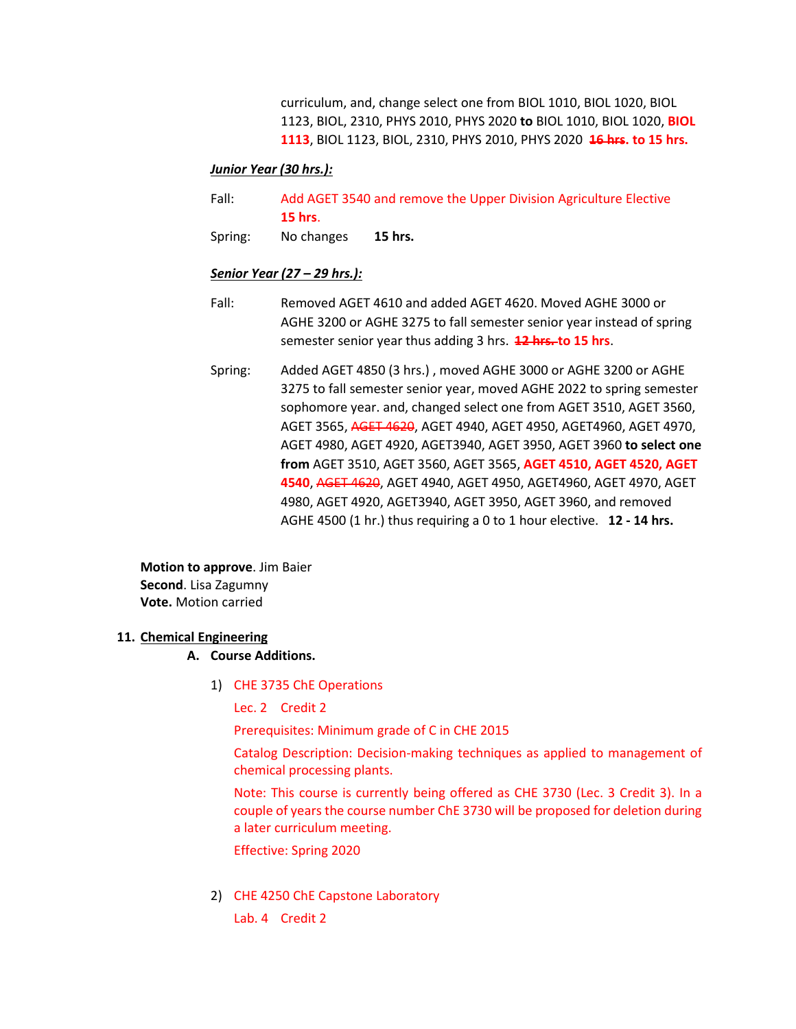curriculum, and, change select one from BIOL 1010, BIOL 1020, BIOL 1123, BIOL, 2310, PHYS 2010, PHYS 2020 **to** BIOL 1010, BIOL 1020, **BIOL 1113**, BIOL 1123, BIOL, 2310, PHYS 2010, PHYS 2020 **~~16 hrs~~. to 15 hrs.**

***Junior Year (30 hrs.):***

Fall: Add AGET 3540 and remove the Upper Division Agriculture Elective **15 hrs**.

Spring: No changes **15 hrs.**

***Senior Year (27 – 29 hrs.):***

Fall: Removed AGET 4610 and added AGET 4620. Moved AGHE 3000 or AGHE 3200 or AGHE 3275 to fall semester senior year instead of spring semester senior year thus adding 3 hrs. **~~12 hrs.~~ to 15 hrs**.

Spring: Added AGET 4850 (3 hrs.) , moved AGHE 3000 or AGHE 3200 or AGHE 3275 to fall semester senior year, moved AGHE 2022 to spring semester sophomore year. and, changed select one from AGET 3510, AGET 3560, AGET 3565, ~~AGET 4620~~, AGET 4940, AGET 4950, AGET4960, AGET 4970, AGET 4980, AGET 4920, AGET3940, AGET 3950, AGET 3960 **to select one from** AGET 3510, AGET 3560, AGET 3565, **AGET 4510, AGET 4520, AGET 4540**, ~~AGET 4620~~, AGET 4940, AGET 4950, AGET4960, AGET 4970, AGET 4980, AGET 4920, AGET3940, AGET 3950, AGET 3960, and removed AGHE 4500 (1 hr.) thus requiring a 0 to 1 hour elective. **12 - 14 hrs.**

**Motion to approve**. Jim Baier
**Second**. Lisa Zagumny
**Vote.** Motion carried

## 11. Chemical Engineering

### A. Course Additions.

1) CHE 3735 ChE Operations

   Lec. 2 Credit 2

   Prerequisites: Minimum grade of C in CHE 2015

   Catalog Description: Decision-making techniques as applied to management of chemical processing plants.

   Note: This course is currently being offered as CHE 3730 (Lec. 3 Credit 3). In a couple of years the course number ChE 3730 will be proposed for deletion during a later curriculum meeting.

   Effective: Spring 2020

2) CHE 4250 ChE Capstone Laboratory

   Lab. 4 Credit 2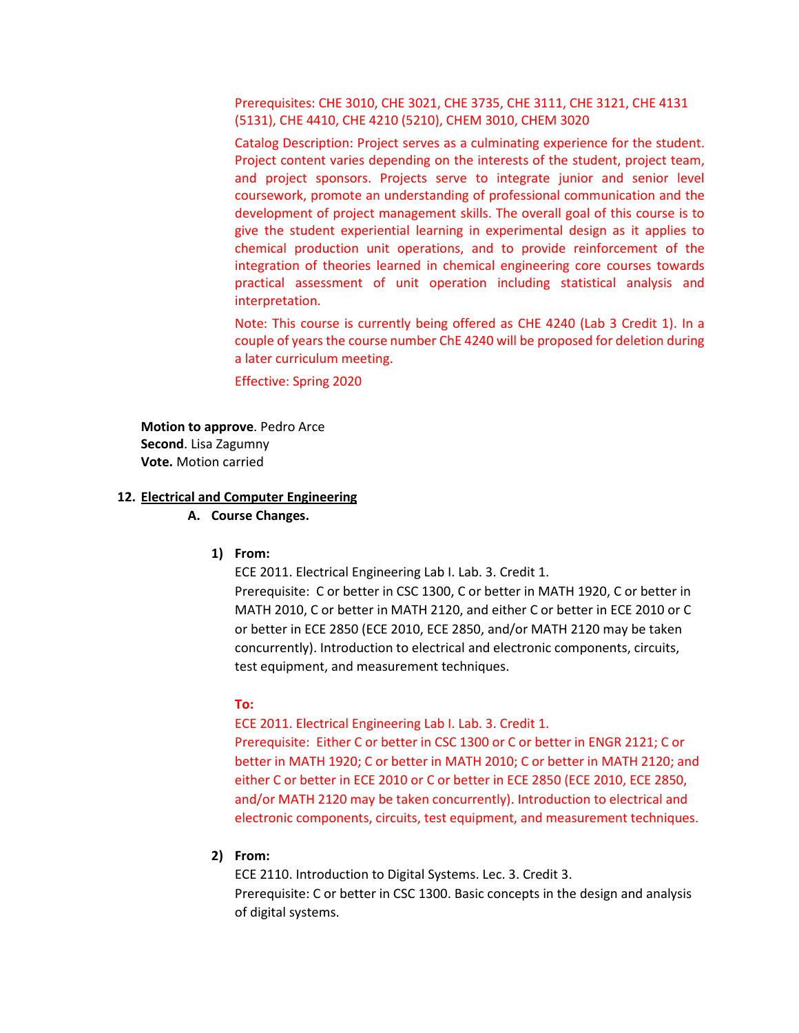Prerequisites: CHE 3010, CHE 3021, CHE 3735, CHE 3111, CHE 3121, CHE 4131 (5131), CHE 4410, CHE 4210 (5210), CHEM 3010, CHEM 3020

Catalog Description: Project serves as a culminating experience for the student. Project content varies depending on the interests of the student, project team, and project sponsors. Projects serve to integrate junior and senior level coursework, promote an understanding of professional communication and the development of project management skills. The overall goal of this course is to give the student experiential learning in experimental design as it applies to chemical production unit operations, and to provide reinforcement of the integration of theories learned in chemical engineering core courses towards practical assessment of unit operation including statistical analysis and interpretation.

Note: This course is currently being offered as CHE 4240 (Lab 3 Credit 1). In a couple of years the course number ChE 4240 will be proposed for deletion during a later curriculum meeting.

Effective: Spring 2020

**Motion to approve**. Pedro Arce
**Second**. Lisa Zagumny
**Vote.** Motion carried

## 12. Electrical and Computer Engineering

### A. Course Changes.

1) **From:**

ECE 2011. Electrical Engineering Lab I. Lab. 3. Credit 1.
Prerequisite: C or better in CSC 1300, C or better in MATH 1920, C or better in MATH 2010, C or better in MATH 2120, and either C or better in ECE 2010 or C or better in ECE 2850 (ECE 2010, ECE 2850, and/or MATH 2120 may be taken concurrently). Introduction to electrical and electronic components, circuits, test equipment, and measurement techniques.

**To:**

ECE 2011. Electrical Engineering Lab I. Lab. 3. Credit 1.
Prerequisite: Either C or better in CSC 1300 or C or better in ENGR 2121; C or better in MATH 1920; C or better in MATH 2010; C or better in MATH 2120; and either C or better in ECE 2010 or C or better in ECE 2850 (ECE 2010, ECE 2850, and/or MATH 2120 may be taken concurrently). Introduction to electrical and electronic components, circuits, test equipment, and measurement techniques.

2) **From:**

ECE 2110. Introduction to Digital Systems. Lec. 3. Credit 3.
Prerequisite: C or better in CSC 1300. Basic concepts in the design and analysis of digital systems.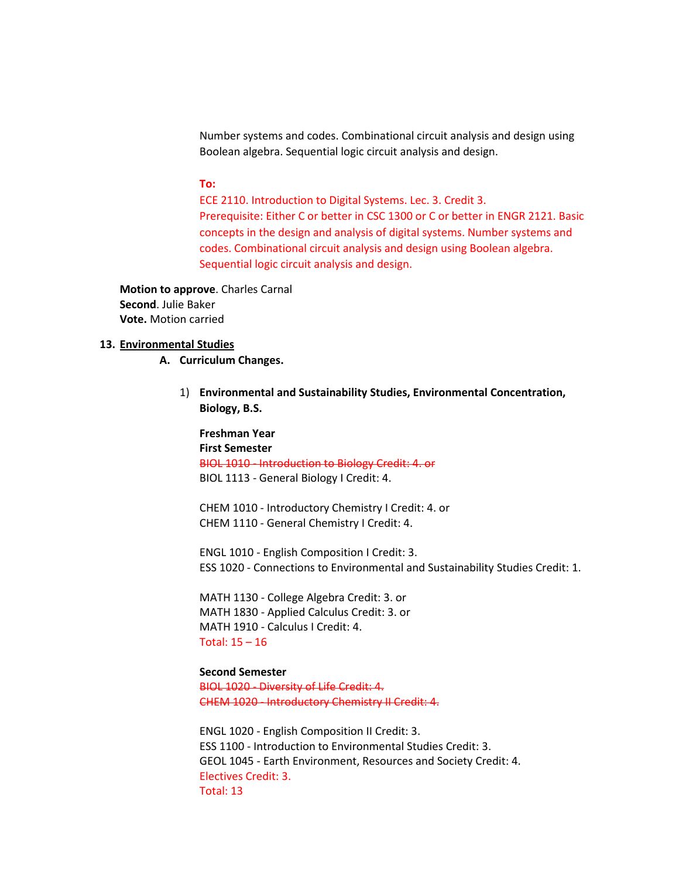Number systems and codes. Combinational circuit analysis and design using Boolean algebra. Sequential logic circuit analysis and design.

**To:**

ECE 2110. Introduction to Digital Systems. Lec. 3. Credit 3.
Prerequisite: Either C or better in CSC 1300 or C or better in ENGR 2121. Basic concepts in the design and analysis of digital systems. Number systems and codes. Combinational circuit analysis and design using Boolean algebra. Sequential logic circuit analysis and design.

**Motion to approve**. Charles Carnal
**Second**. Julie Baker
**Vote.** Motion carried

**13. Environmental Studies**

**A. Curriculum Changes.**

1) **Environmental and Sustainability Studies, Environmental Concentration, Biology, B.S.**

**Freshman Year**
**First Semester**
~~BIOL 1010 - Introduction to Biology Credit: 4. or~~
BIOL 1113 - General Biology I Credit: 4.

CHEM 1010 - Introductory Chemistry I Credit: 4. or
CHEM 1110 - General Chemistry I Credit: 4.

ENGL 1010 - English Composition I Credit: 3.
ESS 1020 - Connections to Environmental and Sustainability Studies Credit: 1.

MATH 1130 - College Algebra Credit: 3. or
MATH 1830 - Applied Calculus Credit: 3. or
MATH 1910 - Calculus I Credit: 4.
Total: 15 – 16

**Second Semester**
~~BIOL 1020 - Diversity of Life Credit: 4.~~
~~CHEM 1020 - Introductory Chemistry II Credit: 4.~~

ENGL 1020 - English Composition II Credit: 3.
ESS 1100 - Introduction to Environmental Studies Credit: 3.
GEOL 1045 - Earth Environment, Resources and Society Credit: 4.
Electives Credit: 3.
Total: 13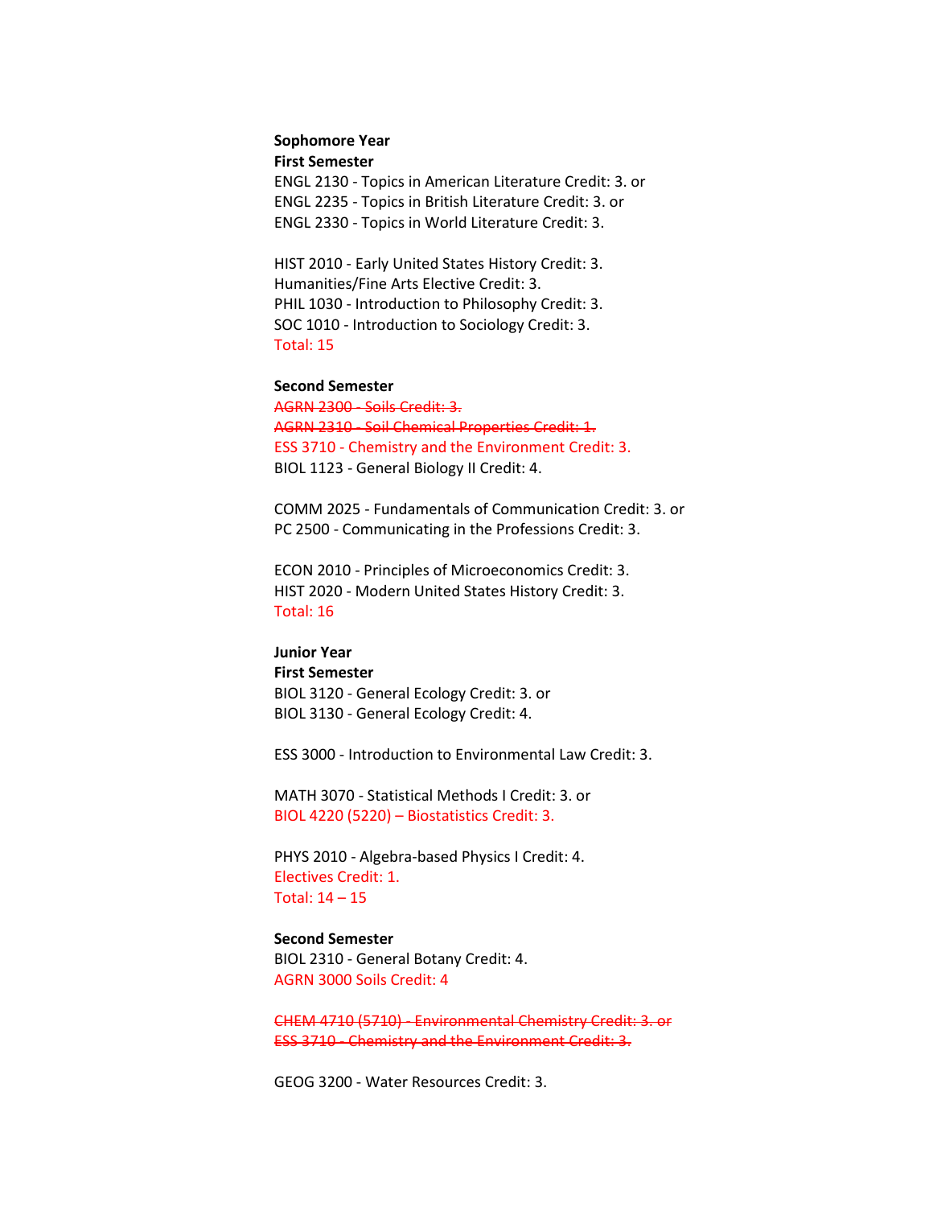**Sophomore Year**

**First Semester**

ENGL 2130 - Topics in American Literature Credit: 3. or
ENGL 2235 - Topics in British Literature Credit: 3. or
ENGL 2330 - Topics in World Literature Credit: 3.

HIST 2010 - Early United States History Credit: 3.
Humanities/Fine Arts Elective Credit: 3.
PHIL 1030 - Introduction to Philosophy Credit: 3.
SOC 1010 - Introduction to Sociology Credit: 3.
Total: 15

**Second Semester**

~~AGRN 2300 - Soils Credit: 3.~~
~~AGRN 2310 - Soil Chemical Properties Credit: 1.~~
ESS 3710 - Chemistry and the Environment Credit: 3.
BIOL 1123 - General Biology II Credit: 4.

COMM 2025 - Fundamentals of Communication Credit: 3. or
PC 2500 - Communicating in the Professions Credit: 3.

ECON 2010 - Principles of Microeconomics Credit: 3.
HIST 2020 - Modern United States History Credit: 3.
Total: 16

**Junior Year**

**First Semester**

BIOL 3120 - General Ecology Credit: 3. or
BIOL 3130 - General Ecology Credit: 4.

ESS 3000 - Introduction to Environmental Law Credit: 3.

MATH 3070 - Statistical Methods I Credit: 3. or
BIOL 4220 (5220) – Biostatistics Credit: 3.

PHYS 2010 - Algebra-based Physics I Credit: 4.
Electives Credit: 1.
Total: 14 – 15

**Second Semester**

BIOL 2310 - General Botany Credit: 4.
AGRN 3000 Soils Credit: 4

~~CHEM 4710 (5710) - Environmental Chemistry Credit: 3. or~~
~~ESS 3710 - Chemistry and the Environment Credit: 3.~~

GEOG 3200 - Water Resources Credit: 3.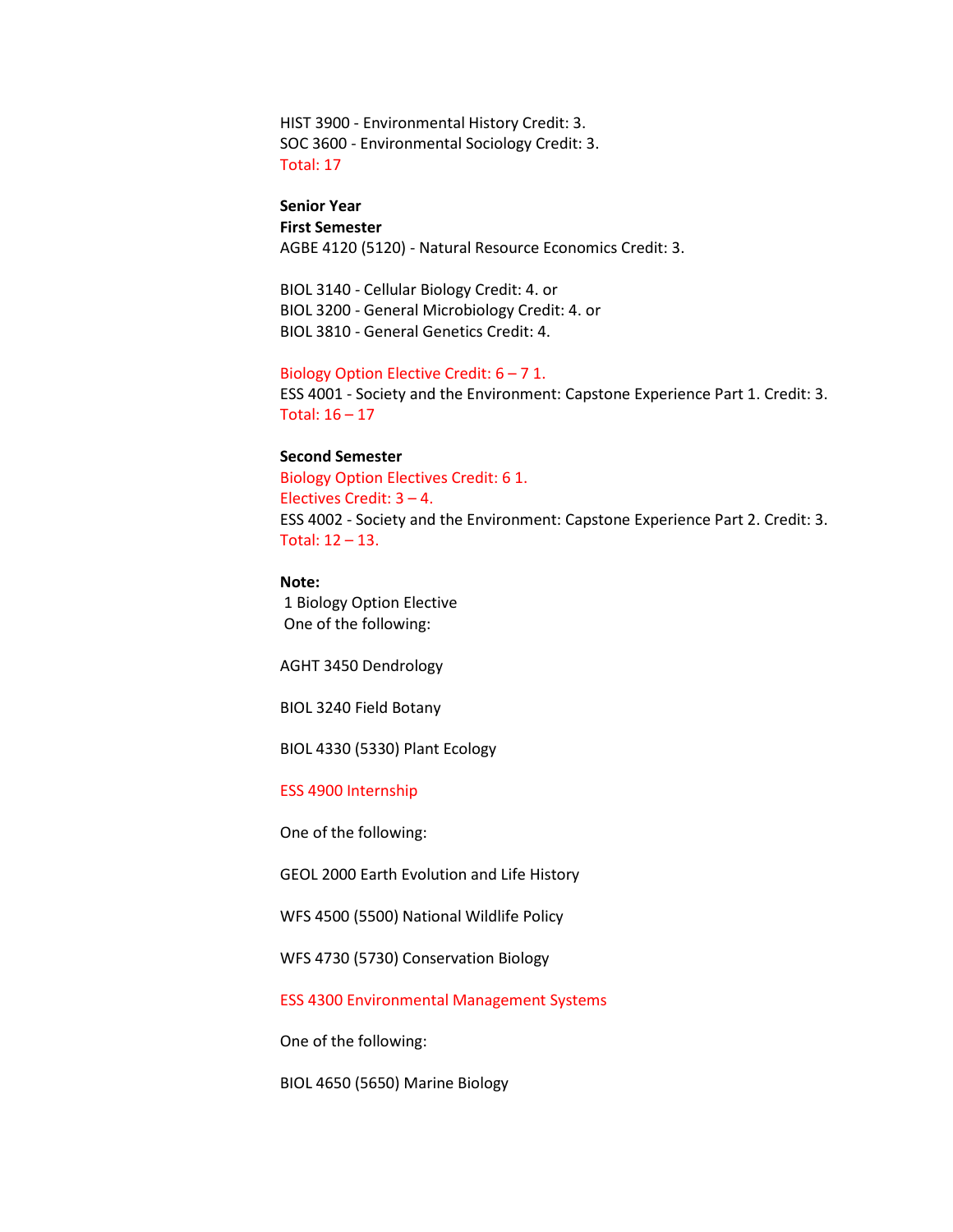HIST 3900 - Environmental History Credit: 3.
SOC 3600 - Environmental Sociology Credit: 3.
Total: 17

**Senior Year**
**First Semester**
AGBE 4120 (5120) - Natural Resource Economics Credit: 3.

BIOL 3140 - Cellular Biology Credit: 4. or
BIOL 3200 - General Microbiology Credit: 4. or
BIOL 3810 - General Genetics Credit: 4.

Biology Option Elective Credit: 6 – 7 1.
ESS 4001 - Society and the Environment: Capstone Experience Part 1. Credit: 3.
Total: 16 – 17

**Second Semester**
Biology Option Electives Credit: 6 1.
Electives Credit: 3 – 4.
ESS 4002 - Society and the Environment: Capstone Experience Part 2. Credit: 3.
Total: 12 – 13.

**Note:**
1 Biology Option Elective
One of the following:

AGHT 3450 Dendrology

BIOL 3240 Field Botany

BIOL 4330 (5330) Plant Ecology

ESS 4900 Internship

One of the following:

GEOL 2000 Earth Evolution and Life History

WFS 4500 (5500) National Wildlife Policy

WFS 4730 (5730) Conservation Biology

ESS 4300 Environmental Management Systems

One of the following:

BIOL 4650 (5650) Marine Biology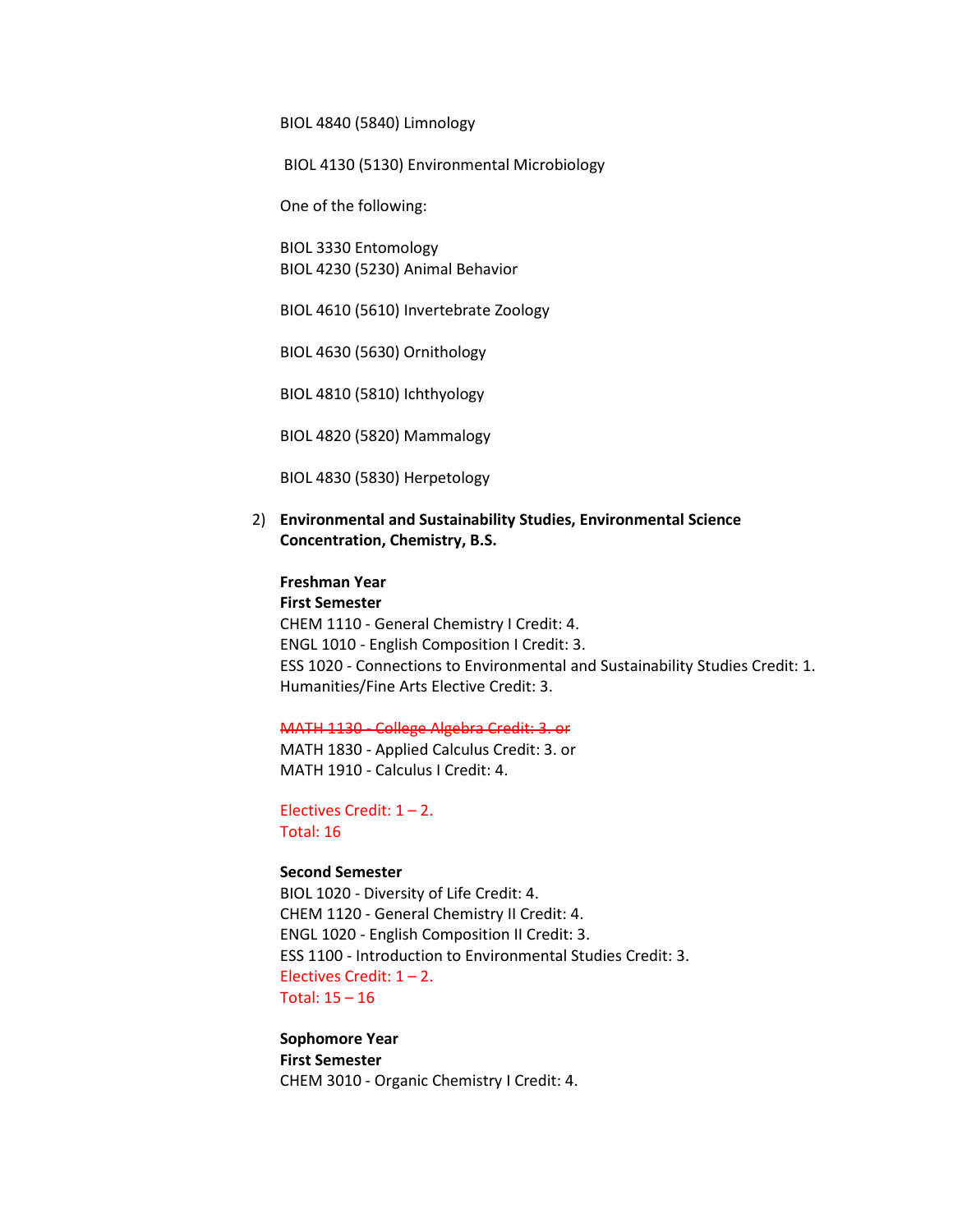BIOL 4840 (5840) Limnology

BIOL 4130 (5130) Environmental Microbiology

One of the following:

BIOL 3330 Entomology
BIOL 4230 (5230) Animal Behavior

BIOL 4610 (5610) Invertebrate Zoology

BIOL 4630 (5630) Ornithology

BIOL 4810 (5810) Ichthyology

BIOL 4820 (5820) Mammalogy

BIOL 4830 (5830) Herpetology

2) **Environmental and Sustainability Studies, Environmental Science Concentration, Chemistry, B.S.**

**Freshman Year**
**First Semester**
CHEM 1110 - General Chemistry I Credit: 4.
ENGL 1010 - English Composition I Credit: 3.
ESS 1020 - Connections to Environmental and Sustainability Studies Credit: 1.
Humanities/Fine Arts Elective Credit: 3.

~~MATH 1130 - College Algebra Credit: 3. or~~
MATH 1830 - Applied Calculus Credit: 3. or
MATH 1910 - Calculus I Credit: 4.

Electives Credit: 1 – 2.
Total: 16

**Second Semester**
BIOL 1020 - Diversity of Life Credit: 4.
CHEM 1120 - General Chemistry II Credit: 4.
ENGL 1020 - English Composition II Credit: 3.
ESS 1100 - Introduction to Environmental Studies Credit: 3.
Electives Credit: 1 – 2.
Total: 15 – 16

**Sophomore Year**
**First Semester**
CHEM 3010 - Organic Chemistry I Credit: 4.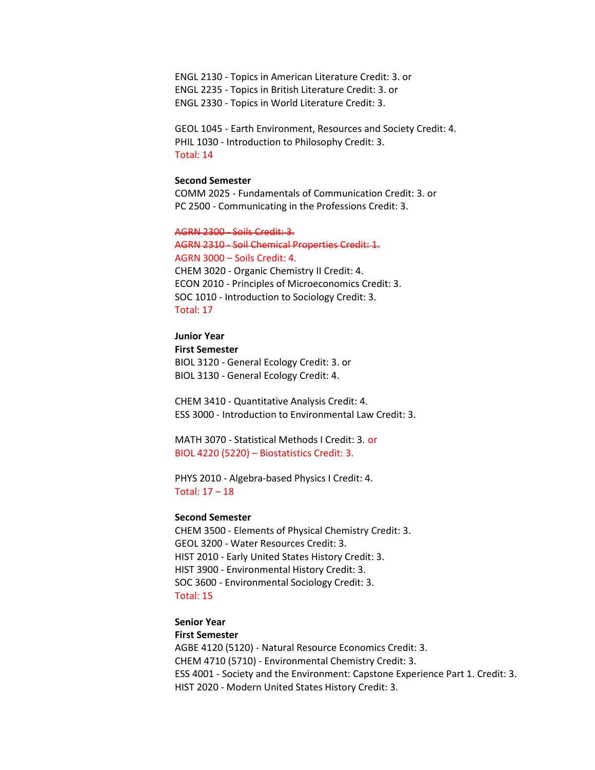ENGL 2130 - Topics in American Literature Credit: 3. or
ENGL 2235 - Topics in British Literature Credit: 3. or
ENGL 2330 - Topics in World Literature Credit: 3.

GEOL 1045 - Earth Environment, Resources and Society Credit: 4.
PHIL 1030 - Introduction to Philosophy Credit: 3.
Total: 14

**Second Semester**
COMM 2025 - Fundamentals of Communication Credit: 3. or
PC 2500 - Communicating in the Professions Credit: 3.

~~AGRN 2300 - Soils Credit: 3.~~
~~AGRN 2310 - Soil Chemical Properties Credit: 1.~~
AGRN 3000 – Soils Credit: 4.
CHEM 3020 - Organic Chemistry II Credit: 4.
ECON 2010 - Principles of Microeconomics Credit: 3.
SOC 1010 - Introduction to Sociology Credit: 3.
Total: 17

**Junior Year**
**First Semester**
BIOL 3120 - General Ecology Credit: 3. or
BIOL 3130 - General Ecology Credit: 4.

CHEM 3410 - Quantitative Analysis Credit: 4.
ESS 3000 - Introduction to Environmental Law Credit: 3.

MATH 3070 - Statistical Methods I Credit: 3. or
BIOL 4220 (5220) – Biostatistics Credit: 3.

PHYS 2010 - Algebra-based Physics I Credit: 4.
Total: 17 – 18

**Second Semester**
CHEM 3500 - Elements of Physical Chemistry Credit: 3.
GEOL 3200 - Water Resources Credit: 3.
HIST 2010 - Early United States History Credit: 3.
HIST 3900 - Environmental History Credit: 3.
SOC 3600 - Environmental Sociology Credit: 3.
Total: 15

**Senior Year**
**First Semester**
AGBE 4120 (5120) - Natural Resource Economics Credit: 3.
CHEM 4710 (5710) - Environmental Chemistry Credit: 3.
ESS 4001 - Society and the Environment: Capstone Experience Part 1. Credit: 3.
HIST 2020 - Modern United States History Credit: 3.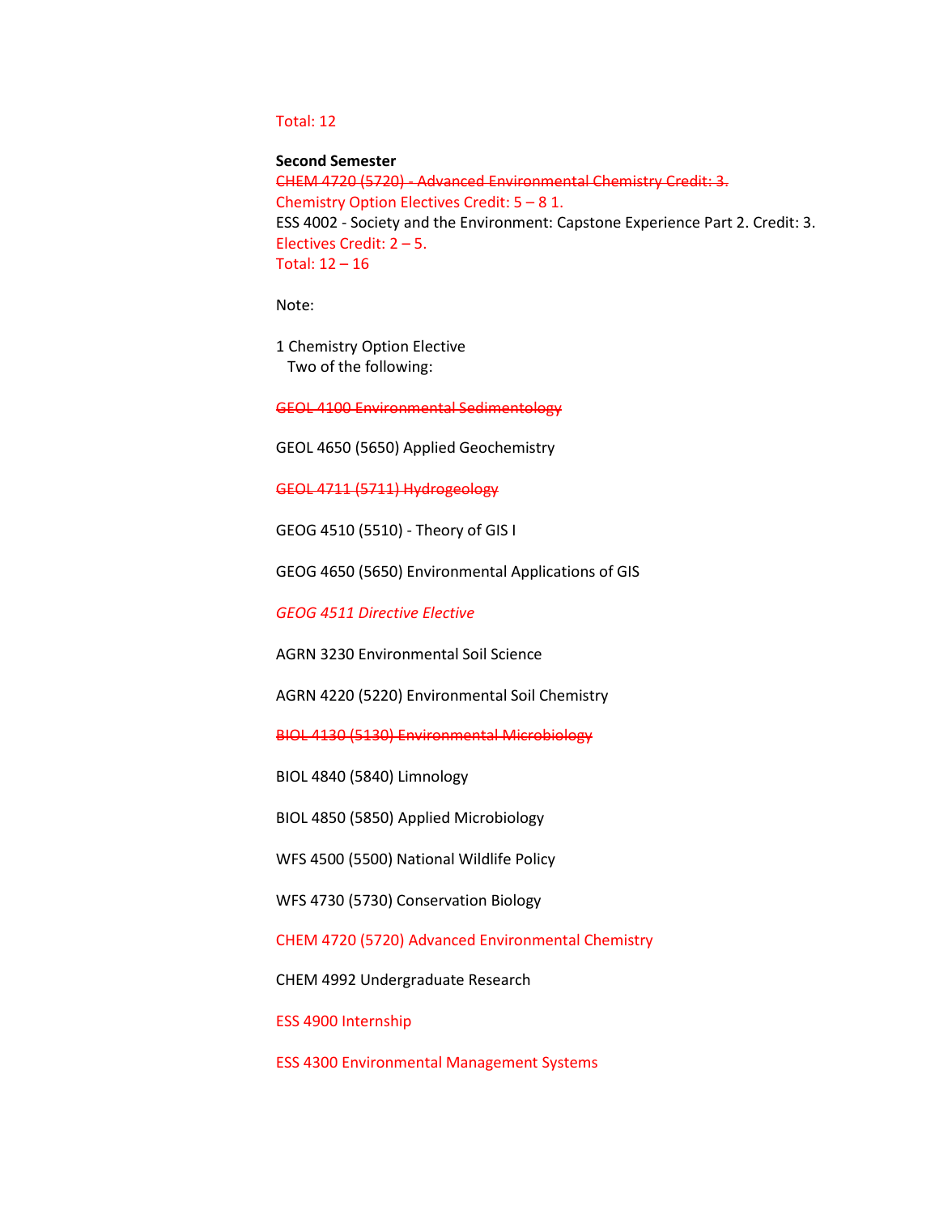Total: 12

**Second Semester**

~~CHEM 4720 (5720) - Advanced Environmental Chemistry Credit: 3.~~

Chemistry Option Electives Credit: 5 – 8 1.

ESS 4002 - Society and the Environment: Capstone Experience Part 2. Credit: 3.

Electives Credit: 2 – 5.

Total: 12 – 16

Note:

1 Chemistry Option Elective
Two of the following:

~~GEOL 4100 Environmental Sedimentology~~

GEOL 4650 (5650) Applied Geochemistry

~~GEOL 4711 (5711) Hydrogeology~~

GEOG 4510 (5510) - Theory of GIS I

GEOG 4650 (5650) Environmental Applications of GIS

*GEOG 4511 Directive Elective*

AGRN 3230 Environmental Soil Science

AGRN 4220 (5220) Environmental Soil Chemistry

~~BIOL 4130 (5130) Environmental Microbiology~~

BIOL 4840 (5840) Limnology

BIOL 4850 (5850) Applied Microbiology

WFS 4500 (5500) National Wildlife Policy

WFS 4730 (5730) Conservation Biology

CHEM 4720 (5720) Advanced Environmental Chemistry

CHEM 4992 Undergraduate Research

ESS 4900 Internship

ESS 4300 Environmental Management Systems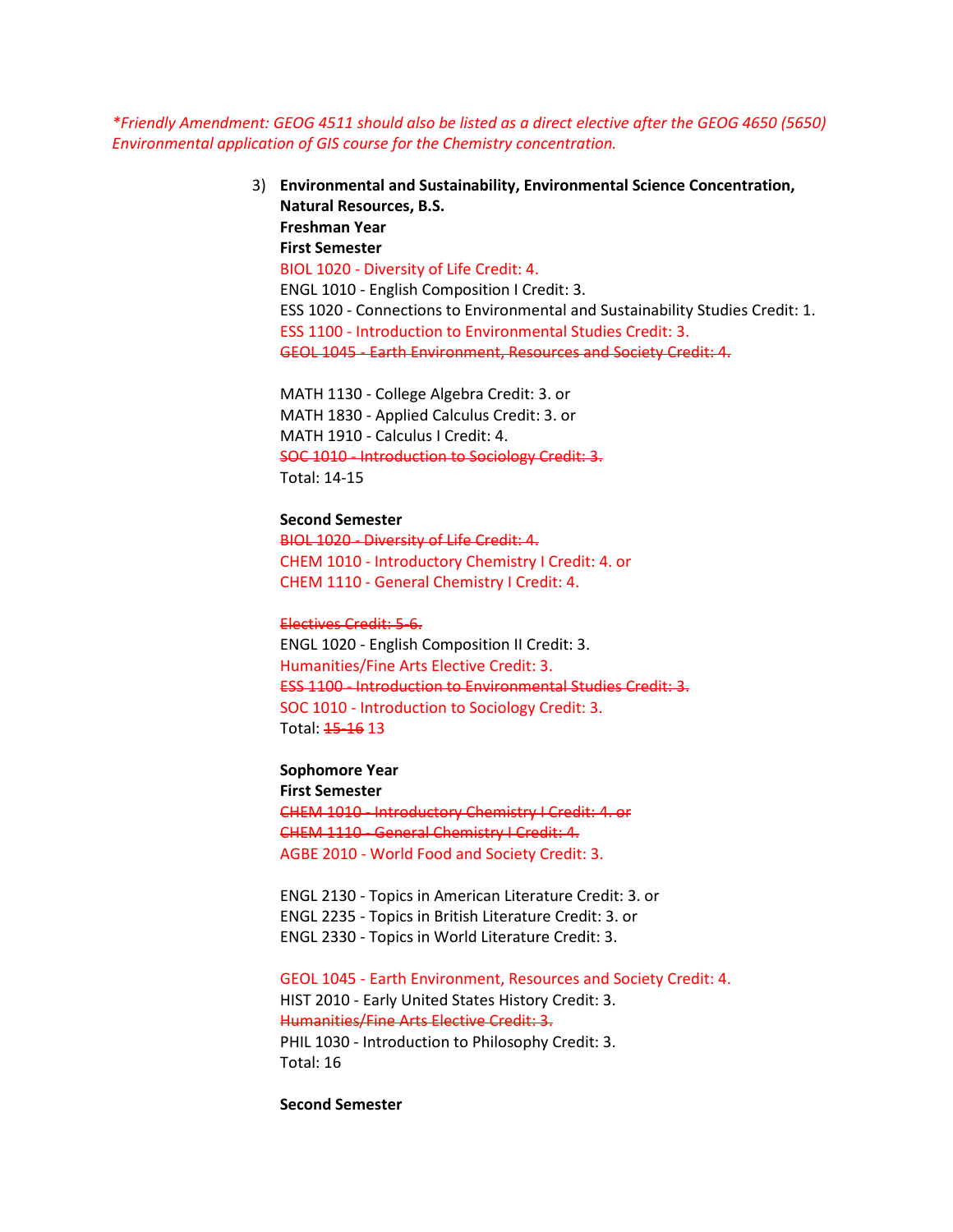*\*Friendly Amendment: GEOG 4511 should also be listed as a direct elective after the GEOG 4650 (5650) Environmental application of GIS course for the Chemistry concentration.*

3) **Environmental and Sustainability, Environmental Science Concentration, Natural Resources, B.S.**
**Freshman Year**
**First Semester**
BIOL 1020 - Diversity of Life Credit: 4.
ENGL 1010 - English Composition I Credit: 3.
ESS 1020 - Connections to Environmental and Sustainability Studies Credit: 1.
ESS 1100 - Introduction to Environmental Studies Credit: 3.
~~GEOL 1045 - Earth Environment, Resources and Society Credit: 4.~~

MATH 1130 - College Algebra Credit: 3. or
MATH 1830 - Applied Calculus Credit: 3. or
MATH 1910 - Calculus I Credit: 4.
~~SOC 1010 - Introduction to Sociology Credit: 3.~~
Total: 14-15

**Second Semester**
~~BIOL 1020 - Diversity of Life Credit: 4.~~
CHEM 1010 - Introductory Chemistry I Credit: 4. or
CHEM 1110 - General Chemistry I Credit: 4.

~~Electives Credit: 5-6.~~
ENGL 1020 - English Composition II Credit: 3.
Humanities/Fine Arts Elective Credit: 3.
~~ESS 1100 - Introduction to Environmental Studies Credit: 3.~~
SOC 1010 - Introduction to Sociology Credit: 3.
Total: ~~15-16~~ 13

**Sophomore Year**
**First Semester**
~~CHEM 1010 - Introductory Chemistry I Credit: 4. or~~
~~CHEM 1110 - General Chemistry I Credit: 4.~~
AGBE 2010 - World Food and Society Credit: 3.

ENGL 2130 - Topics in American Literature Credit: 3. or
ENGL 2235 - Topics in British Literature Credit: 3. or
ENGL 2330 - Topics in World Literature Credit: 3.

GEOL 1045 - Earth Environment, Resources and Society Credit: 4.
HIST 2010 - Early United States History Credit: 3.
~~Humanities/Fine Arts Elective Credit: 3.~~
PHIL 1030 - Introduction to Philosophy Credit: 3.
Total: 16

**Second Semester**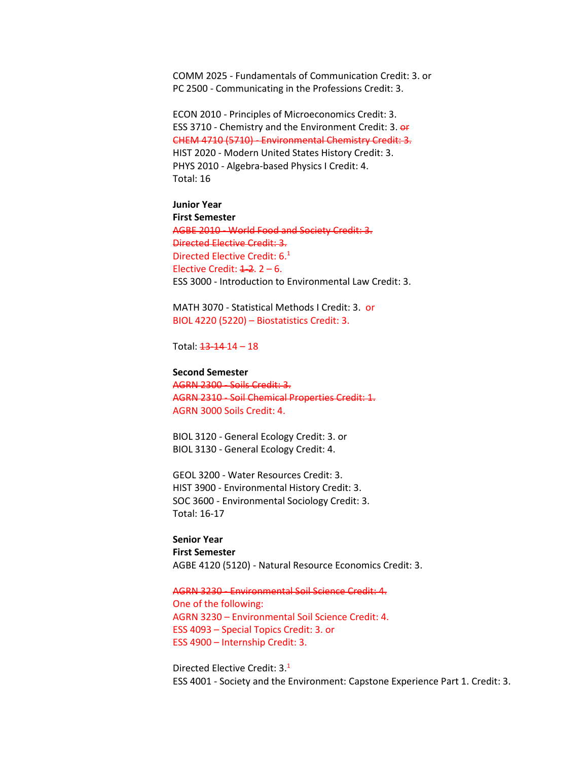COMM 2025 - Fundamentals of Communication Credit: 3. or
PC 2500 - Communicating in the Professions Credit: 3.

ECON 2010 - Principles of Microeconomics Credit: 3.
ESS 3710 - Chemistry and the Environment Credit: 3. ~~or~~
~~CHEM 4710 (5710) - Environmental Chemistry Credit: 3.~~
HIST 2020 - Modern United States History Credit: 3.
PHYS 2010 - Algebra-based Physics I Credit: 4.
Total: 16

**Junior Year**
**First Semester**
~~AGBE 2010 - World Food and Society Credit: 3.~~
~~Directed Elective Credit: 3.~~
Directed Elective Credit: 6.[1]
Elective Credit: ~~1-2~~. 2 – 6.
ESS 3000 - Introduction to Environmental Law Credit: 3.

MATH 3070 - Statistical Methods I Credit: 3. or
BIOL 4220 (5220) – Biostatistics Credit: 3.

Total: ~~13-14~~ 14 – 18

**Second Semester**
~~AGRN 2300 - Soils Credit: 3.~~
~~AGRN 2310 - Soil Chemical Properties Credit: 1.~~
AGRN 3000 Soils Credit: 4.

BIOL 3120 - General Ecology Credit: 3. or
BIOL 3130 - General Ecology Credit: 4.

GEOL 3200 - Water Resources Credit: 3.
HIST 3900 - Environmental History Credit: 3.
SOC 3600 - Environmental Sociology Credit: 3.
Total: 16-17

**Senior Year**
**First Semester**
AGBE 4120 (5120) - Natural Resource Economics Credit: 3.

~~AGRN 3230 - Environmental Soil Science Credit: 4.~~
One of the following:
AGRN 3230 – Environmental Soil Science Credit: 4.
ESS 4093 – Special Topics Credit: 3. or
ESS 4900 – Internship Credit: 3.

Directed Elective Credit: 3.[1]
ESS 4001 - Society and the Environment: Capstone Experience Part 1. Credit: 3.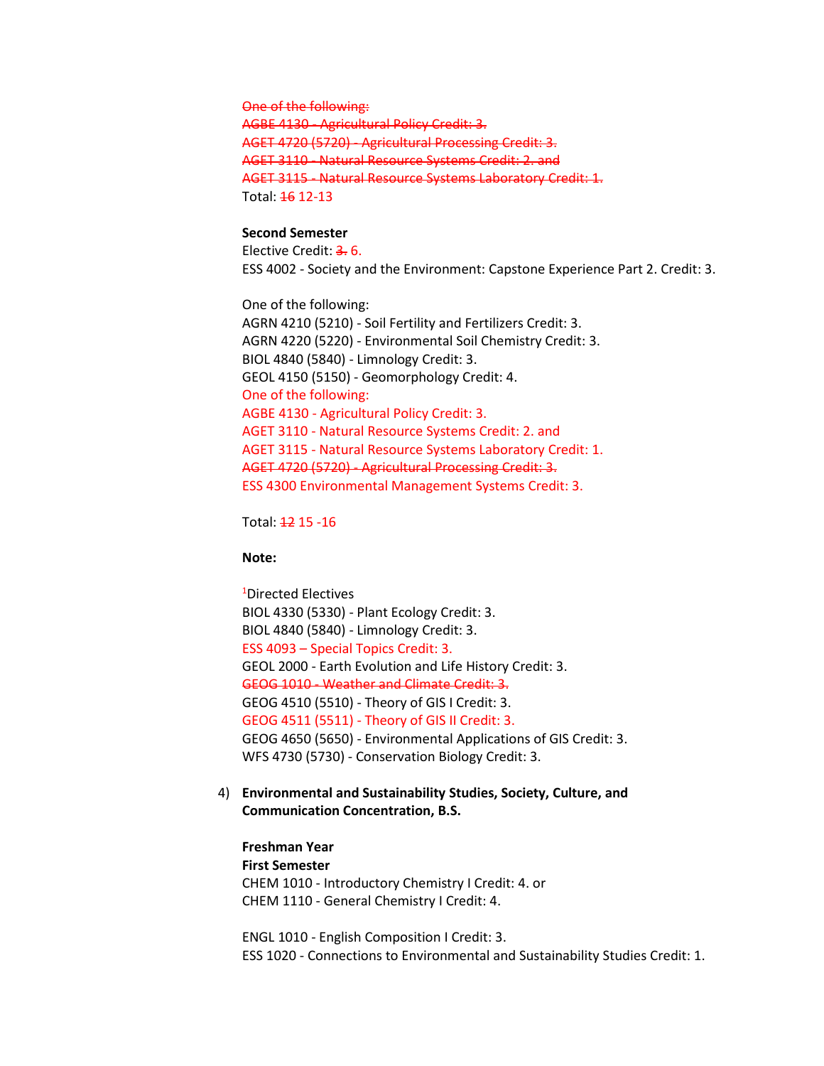~~One of the following:~~
~~AGBE 4130 - Agricultural Policy Credit: 3.~~
~~AGET 4720 (5720) - Agricultural Processing Credit: 3.~~
~~AGET 3110 - Natural Resource Systems Credit: 2. and~~
~~AGET 3115 - Natural Resource Systems Laboratory Credit: 1.~~
Total: ~~16~~ 12-13

**Second Semester**
Elective Credit: ~~3.~~ 6.
ESS 4002 - Society and the Environment: Capstone Experience Part 2. Credit: 3.

One of the following:
AGRN 4210 (5210) - Soil Fertility and Fertilizers Credit: 3.
AGRN 4220 (5220) - Environmental Soil Chemistry Credit: 3.
BIOL 4840 (5840) - Limnology Credit: 3.
GEOL 4150 (5150) - Geomorphology Credit: 4.
One of the following:
AGBE 4130 - Agricultural Policy Credit: 3.
AGET 3110 - Natural Resource Systems Credit: 2. and
AGET 3115 - Natural Resource Systems Laboratory Credit: 1.
~~AGET 4720 (5720) - Agricultural Processing Credit: 3.~~
ESS 4300 Environmental Management Systems Credit: 3.

Total: ~~12~~ 15 -16

**Note:**

[1]Directed Electives
BIOL 4330 (5330) - Plant Ecology Credit: 3.
BIOL 4840 (5840) - Limnology Credit: 3.
ESS 4093 – Special Topics Credit: 3.
GEOL 2000 - Earth Evolution and Life History Credit: 3.
~~GEOG 1010 - Weather and Climate Credit: 3.~~
GEOG 4510 (5510) - Theory of GIS I Credit: 3.
GEOG 4511 (5511) - Theory of GIS II Credit: 3.
GEOG 4650 (5650) - Environmental Applications of GIS Credit: 3.
WFS 4730 (5730) - Conservation Biology Credit: 3.

4) **Environmental and Sustainability Studies, Society, Culture, and Communication Concentration, B.S.**

**Freshman Year**
**First Semester**
CHEM 1010 - Introductory Chemistry I Credit: 4. or
CHEM 1110 - General Chemistry I Credit: 4.

ENGL 1010 - English Composition I Credit: 3.
ESS 1020 - Connections to Environmental and Sustainability Studies Credit: 1.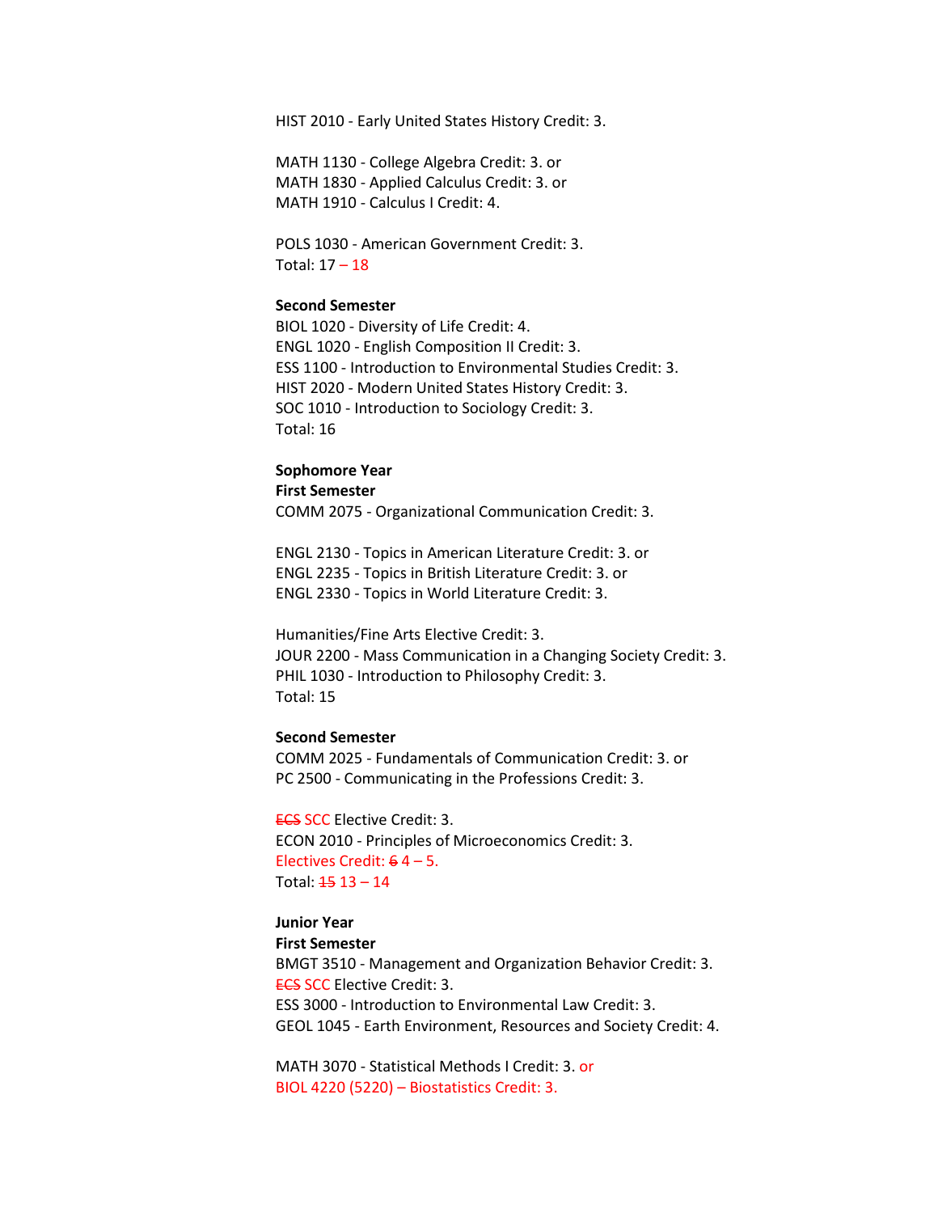HIST 2010 - Early United States History Credit: 3.

MATH 1130 - College Algebra Credit: 3. or
MATH 1830 - Applied Calculus Credit: 3. or
MATH 1910 - Calculus I Credit: 4.

POLS 1030 - American Government Credit: 3.
Total: 17 – 18

**Second Semester**
BIOL 1020 - Diversity of Life Credit: 4.
ENGL 1020 - English Composition II Credit: 3.
ESS 1100 - Introduction to Environmental Studies Credit: 3.
HIST 2020 - Modern United States History Credit: 3.
SOC 1010 - Introduction to Sociology Credit: 3.
Total: 16

**Sophomore Year**
**First Semester**
COMM 2075 - Organizational Communication Credit: 3.

ENGL 2130 - Topics in American Literature Credit: 3. or
ENGL 2235 - Topics in British Literature Credit: 3. or
ENGL 2330 - Topics in World Literature Credit: 3.

Humanities/Fine Arts Elective Credit: 3.
JOUR 2200 - Mass Communication in a Changing Society Credit: 3.
PHIL 1030 - Introduction to Philosophy Credit: 3.
Total: 15

**Second Semester**
COMM 2025 - Fundamentals of Communication Credit: 3. or
PC 2500 - Communicating in the Professions Credit: 3.

~~ECS~~ SCC Elective Credit: 3.
ECON 2010 - Principles of Microeconomics Credit: 3.
Electives Credit: ~~6~~ 4 – 5.
Total: ~~15~~ 13 – 14

**Junior Year**
**First Semester**
BMGT 3510 - Management and Organization Behavior Credit: 3.
~~ECS~~ SCC Elective Credit: 3.
ESS 3000 - Introduction to Environmental Law Credit: 3.
GEOL 1045 - Earth Environment, Resources and Society Credit: 4.

MATH 3070 - Statistical Methods I Credit: 3. or
BIOL 4220 (5220) – Biostatistics Credit: 3.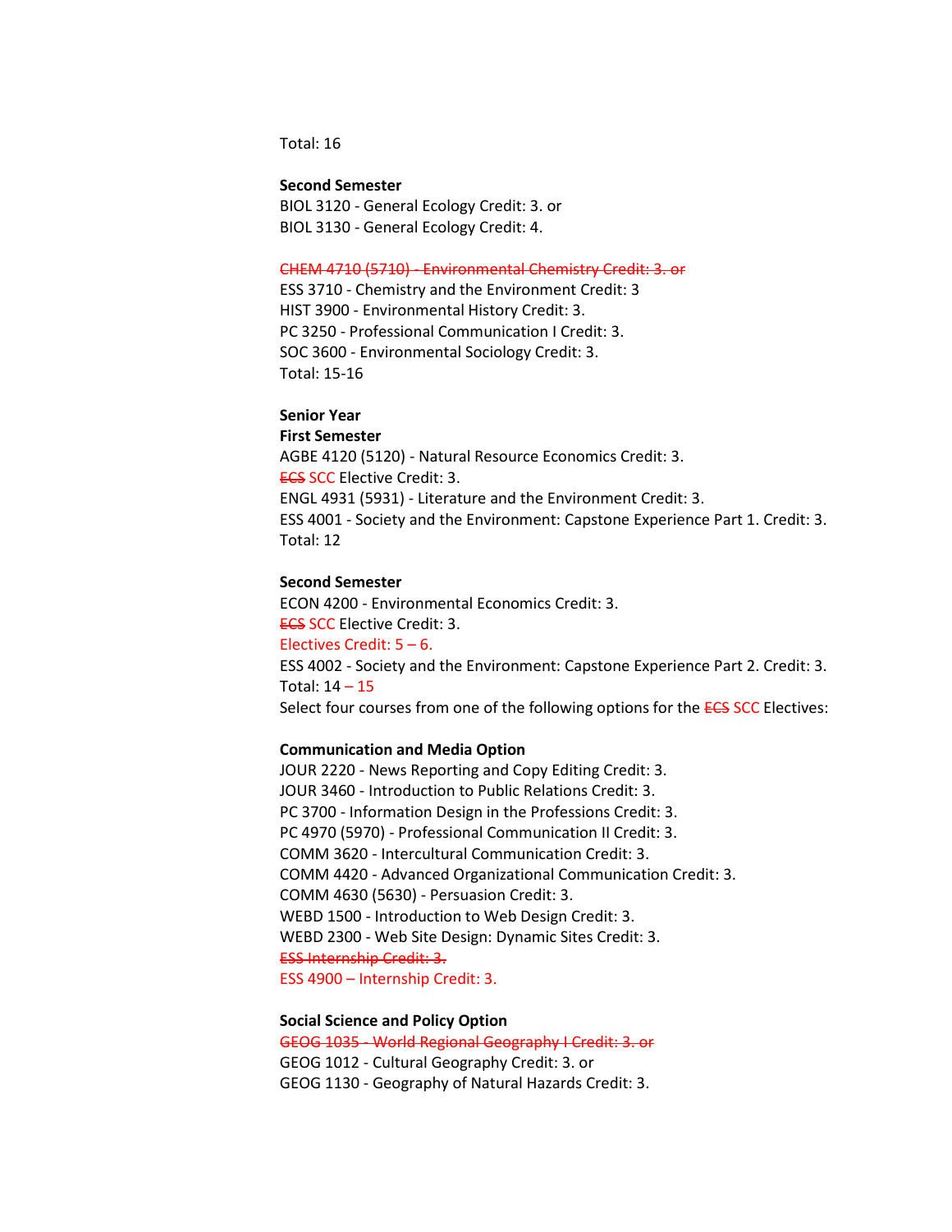Total: 16

**Second Semester**
BIOL 3120 - General Ecology Credit: 3. or
BIOL 3130 - General Ecology Credit: 4.

~~CHEM 4710 (5710) - Environmental Chemistry Credit: 3. or~~
ESS 3710 - Chemistry and the Environment Credit: 3
HIST 3900 - Environmental History Credit: 3.
PC 3250 - Professional Communication I Credit: 3.
SOC 3600 - Environmental Sociology Credit: 3.
Total: 15-16

**Senior Year**
**First Semester**
AGBE 4120 (5120) - Natural Resource Economics Credit: 3.
~~ECS~~ SCC Elective Credit: 3.
ENGL 4931 (5931) - Literature and the Environment Credit: 3.
ESS 4001 - Society and the Environment: Capstone Experience Part 1. Credit: 3.
Total: 12

**Second Semester**
ECON 4200 - Environmental Economics Credit: 3.
~~ECS~~ SCC Elective Credit: 3.
Electives Credit: 5 – 6.
ESS 4002 - Society and the Environment: Capstone Experience Part 2. Credit: 3.
Total: 14 – 15
Select four courses from one of the following options for the ~~ECS~~ SCC Electives:

**Communication and Media Option**
JOUR 2220 - News Reporting and Copy Editing Credit: 3.
JOUR 3460 - Introduction to Public Relations Credit: 3.
PC 3700 - Information Design in the Professions Credit: 3.
PC 4970 (5970) - Professional Communication II Credit: 3.
COMM 3620 - Intercultural Communication Credit: 3.
COMM 4420 - Advanced Organizational Communication Credit: 3.
COMM 4630 (5630) - Persuasion Credit: 3.
WEBD 1500 - Introduction to Web Design Credit: 3.
WEBD 2300 - Web Site Design: Dynamic Sites Credit: 3.
~~ESS Internship Credit: 3.~~
ESS 4900 – Internship Credit: 3.

**Social Science and Policy Option**
~~GEOG 1035 - World Regional Geography I Credit: 3. or~~
GEOG 1012 - Cultural Geography Credit: 3. or
GEOG 1130 - Geography of Natural Hazards Credit: 3.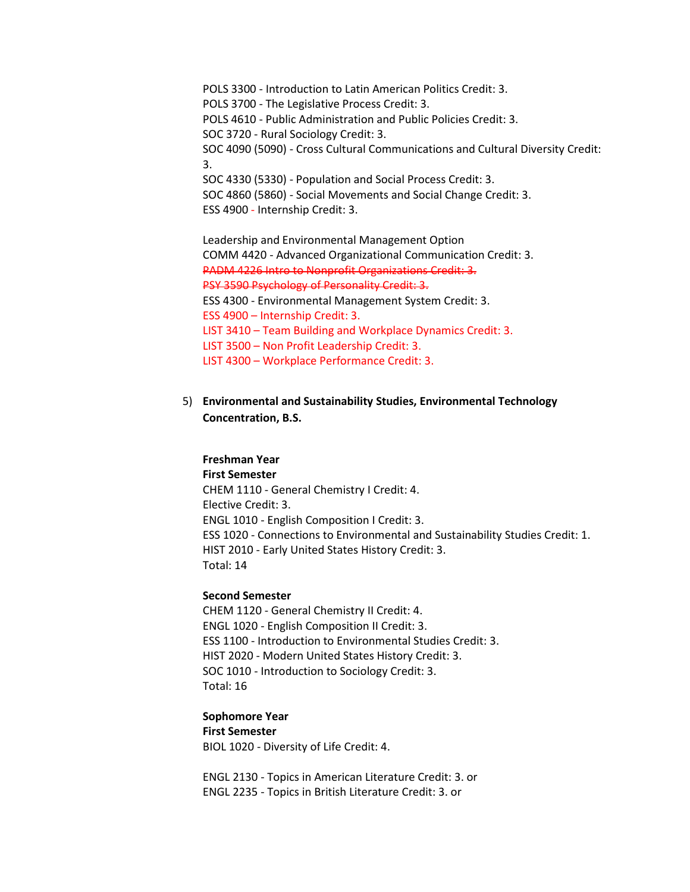POLS 3300 - Introduction to Latin American Politics Credit: 3.
POLS 3700 - The Legislative Process Credit: 3.
POLS 4610 - Public Administration and Public Policies Credit: 3.
SOC 3720 - Rural Sociology Credit: 3.
SOC 4090 (5090) - Cross Cultural Communications and Cultural Diversity Credit: 3.
SOC 4330 (5330) - Population and Social Process Credit: 3.
SOC 4860 (5860) - Social Movements and Social Change Credit: 3.
ESS 4900 - Internship Credit: 3.

Leadership and Environmental Management Option
COMM 4420 - Advanced Organizational Communication Credit: 3.
~~PADM 4226 Intro to Nonprofit Organizations Credit: 3.~~
~~PSY 3590 Psychology of Personality Credit: 3.~~
ESS 4300 - Environmental Management System Credit: 3.
ESS 4900 – Internship Credit: 3.
LIST 3410 – Team Building and Workplace Dynamics Credit: 3.
LIST 3500 – Non Profit Leadership Credit: 3.
LIST 4300 – Workplace Performance Credit: 3.

5) **Environmental and Sustainability Studies, Environmental Technology Concentration, B.S.**

**Freshman Year**
**First Semester**
CHEM 1110 - General Chemistry I Credit: 4.
Elective Credit: 3.
ENGL 1010 - English Composition I Credit: 3.
ESS 1020 - Connections to Environmental and Sustainability Studies Credit: 1.
HIST 2010 - Early United States History Credit: 3.
Total: 14

**Second Semester**
CHEM 1120 - General Chemistry II Credit: 4.
ENGL 1020 - English Composition II Credit: 3.
ESS 1100 - Introduction to Environmental Studies Credit: 3.
HIST 2020 - Modern United States History Credit: 3.
SOC 1010 - Introduction to Sociology Credit: 3.
Total: 16

**Sophomore Year**
**First Semester**
BIOL 1020 - Diversity of Life Credit: 4.

ENGL 2130 - Topics in American Literature Credit: 3. or
ENGL 2235 - Topics in British Literature Credit: 3. or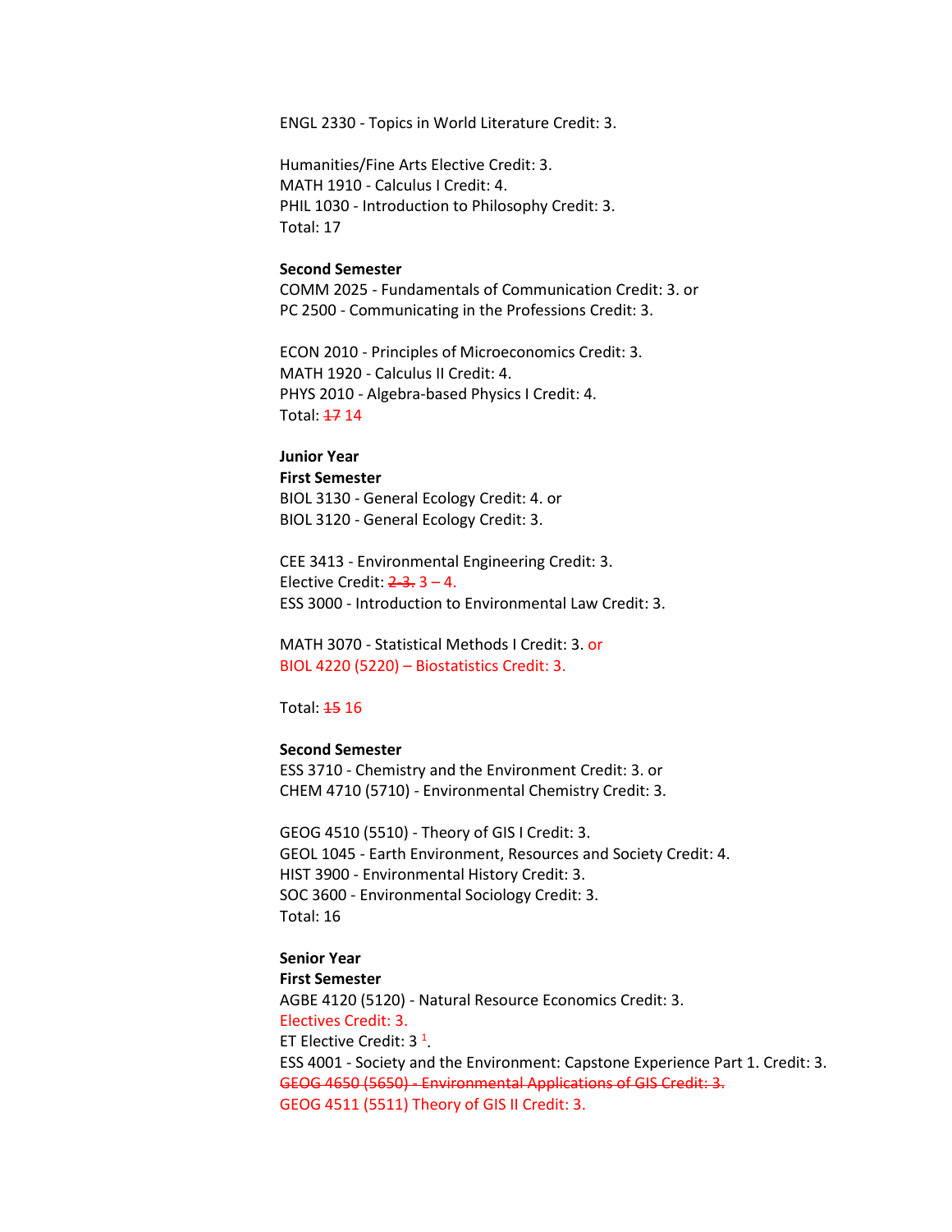ENGL 2330 - Topics in World Literature Credit: 3.

Humanities/Fine Arts Elective Credit: 3.
MATH 1910 - Calculus I Credit: 4.
PHIL 1030 - Introduction to Philosophy Credit: 3.
Total: 17

**Second Semester**
COMM 2025 - Fundamentals of Communication Credit: 3. or
PC 2500 - Communicating in the Professions Credit: 3.

ECON 2010 - Principles of Microeconomics Credit: 3.
MATH 1920 - Calculus II Credit: 4.
PHYS 2010 - Algebra-based Physics I Credit: 4.
Total: ~~17~~ 14

**Junior Year**
**First Semester**
BIOL 3130 - General Ecology Credit: 4. or
BIOL 3120 - General Ecology Credit: 3.

CEE 3413 - Environmental Engineering Credit: 3.
Elective Credit: ~~2-3.~~ 3 – 4.
ESS 3000 - Introduction to Environmental Law Credit: 3.

MATH 3070 - Statistical Methods I Credit: 3. or
BIOL 4220 (5220) – Biostatistics Credit: 3.

Total: ~~15~~ 16

**Second Semester**
ESS 3710 - Chemistry and the Environment Credit: 3. or
CHEM 4710 (5710) - Environmental Chemistry Credit: 3.

GEOG 4510 (5510) - Theory of GIS I Credit: 3.
GEOL 1045 - Earth Environment, Resources and Society Credit: 4.
HIST 3900 - Environmental History Credit: 3.
SOC 3600 - Environmental Sociology Credit: 3.
Total: 16

**Senior Year**
**First Semester**
AGBE 4120 (5120) - Natural Resource Economics Credit: 3.
Electives Credit: 3.
ET Elective Credit: 3 [1].
ESS 4001 - Society and the Environment: Capstone Experience Part 1. Credit: 3.
~~GEOG 4650 (5650) - Environmental Applications of GIS Credit: 3.~~
GEOG 4511 (5511) Theory of GIS II Credit: 3.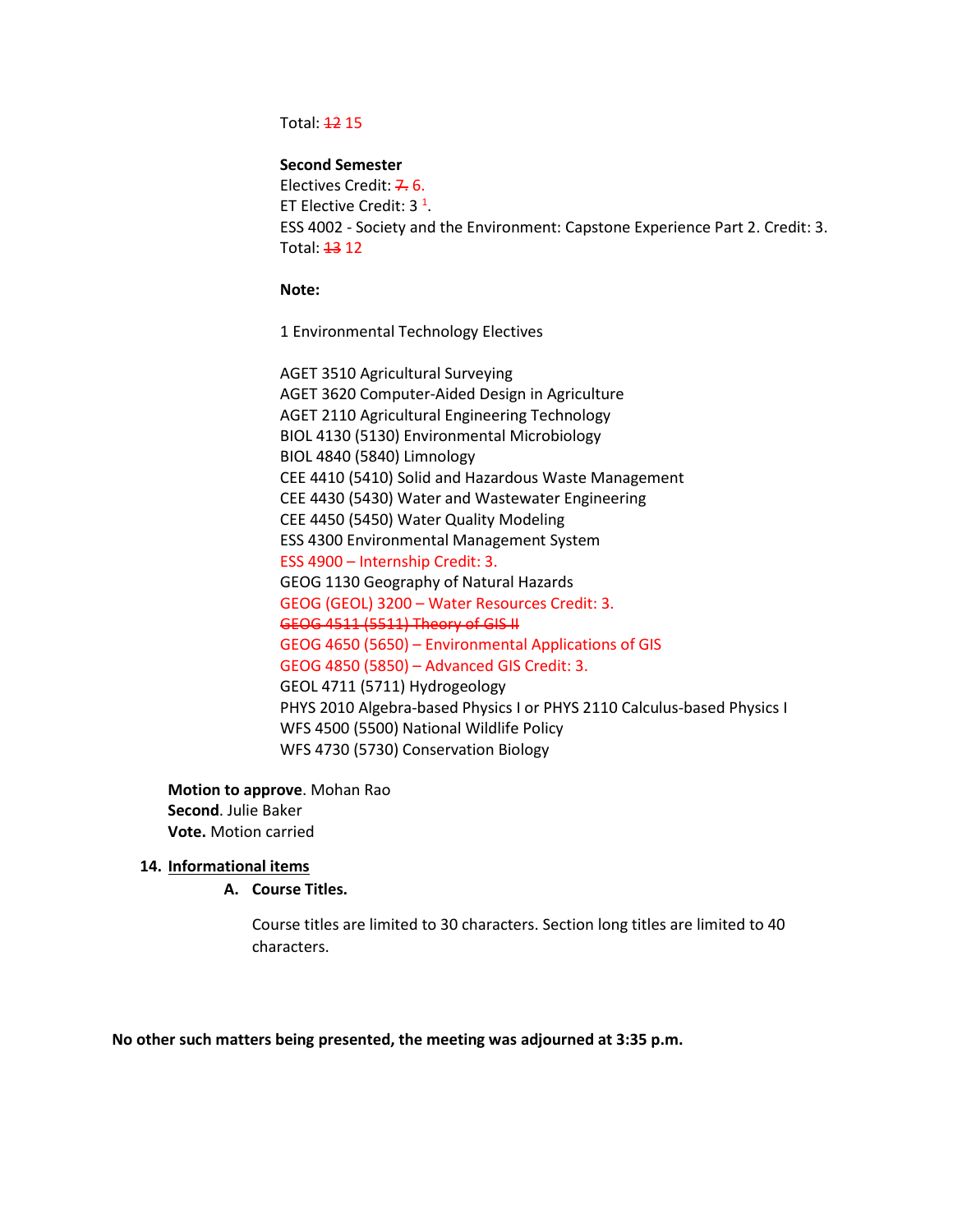Total: ~~12~~ 15

**Second Semester**
Electives Credit: ~~7.~~ 6.
ET Elective Credit: 3 [1].
ESS 4002 - Society and the Environment: Capstone Experience Part 2. Credit: 3.
Total: ~~13~~ 12

**Note:**

1 Environmental Technology Electives

AGET 3510 Agricultural Surveying
AGET 3620 Computer-Aided Design in Agriculture
AGET 2110 Agricultural Engineering Technology
BIOL 4130 (5130) Environmental Microbiology
BIOL 4840 (5840) Limnology
CEE 4410 (5410) Solid and Hazardous Waste Management
CEE 4430 (5430) Water and Wastewater Engineering
CEE 4450 (5450) Water Quality Modeling
ESS 4300 Environmental Management System
ESS 4900 – Internship Credit: 3.
GEOG 1130 Geography of Natural Hazards
GEOG (GEOL) 3200 – Water Resources Credit: 3.
~~GEOG 4511 (5511) Theory of GIS II~~
GEOG 4650 (5650) – Environmental Applications of GIS
GEOG 4850 (5850) – Advanced GIS Credit: 3.
GEOL 4711 (5711) Hydrogeology
PHYS 2010 Algebra-based Physics I or PHYS 2110 Calculus-based Physics I
WFS 4500 (5500) National Wildlife Policy
WFS 4730 (5730) Conservation Biology

**Motion to approve**. Mohan Rao
**Second**. Julie Baker
**Vote.** Motion carried

14. **Informational items**

A. **Course Titles.**

Course titles are limited to 30 characters. Section long titles are limited to 40 characters.

**No other such matters being presented, the meeting was adjourned at 3:35 p.m.**